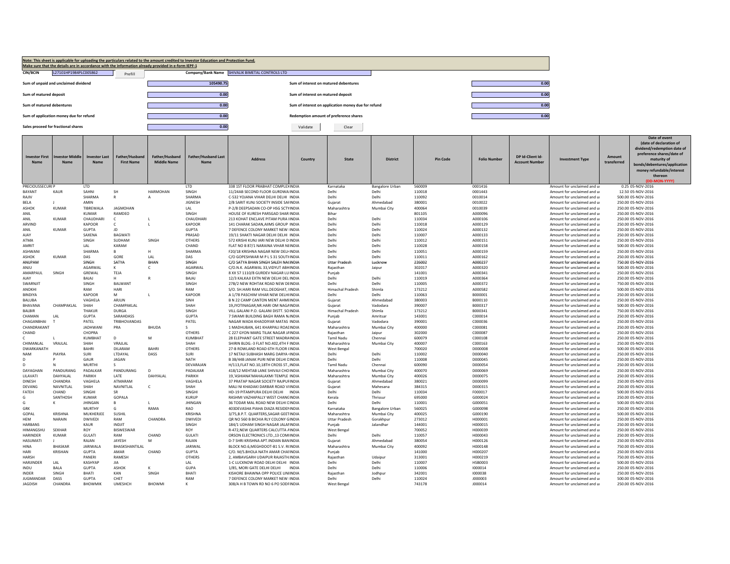**Note: This sheet is applicable for uploading the particulars related to the amount credited to Investor Education and Protection Fund.**
**Make sure that the details are in accordance with the information already provided in e-form IEPF-1**

| | | | |
|---|---|---|---|
| CIN/BCIN | L27101HP1984PLC005862 | Company/Bank Name | SHIVALIK BIMETAL CONTROLS LTD |
| Sum of unpaid and unclaimed dividend | 105490.75 | Sum of interest on matured debentures | 0.00 |
| Sum of matured deposit | 0.00 | Sum of interest on matured deposit | 0.00 |
| Sum of matured debentures | 0.00 | Sum of interest on application money due for refund | 0.00 |
| Sum of application money due for refund | 0.00 | Redemption amount of preference shares | 0.00 |
| Sales proceed for fractional shares | 0.00 | | |

| Investor First Name | Investor Middle Name | Investor Last Name | Father/Husband First Name | Father/Husband Middle Name | Father/Husband Last Name | Address | Country | State | District | Pin Code | Folio Number | DP Id-Client Id-Account Number | Investment Type | Amount transferred | Date of event (date of declaration of dividend/redemption date of preference shares/date of maturity of bonds/debentures/application money refundable/interest thereon (DD-MON-YYYY) |
|---|---|---|---|---|---|---|---|---|---|---|---|---|---|---|---|
| PRECIOUSSECURI P | | LTD | | | LTD | 338 1ST FLOOR PRABHAT COMPLEX | INDIA | Karnataka | Bangalore Urban | 560009 | 0001416 | | Amount for unclaimed and u | 0.25 | 05-NOV-2016 |
| BAYANT | KAUR | SAHNI | SH | HARMOHAN | SINGH | 11/24AB SECOND FLOOR GURDWA | INDIA | Delhi | Delhi | 110018 | 0001443 | | Amount for unclaimed and u | 12.50 | 05-NOV-2016 |
| RAJIV | | SHARMA | R | A | SHARMA | C-532 YOJANA VIHAR DELHI DELHI | INDIA | Delhi | Delhi | 110092 | 0010014 | | Amount for unclaimed and u | 500.00 | 05-NOV-2016 |
| BELA | J | AMIN | | | JIGNESH | 2/B SARIT KUNJ SOCIETY INSIDE SA | INDIA | Gujarat | Ahmedabad | 380001 | 0010022 | | Amount for unclaimed and u | 250.00 | 05-NOV-2016 |
| ASHOK | KUMAR | TIBREWALA | JAGMOHAN | | LAL | P-2/8 DEEPSADAN CO-OP HSG SCTY | INDIA | Maharashtra | Mumbai City | 400064 | 0010039 | | Amount for unclaimed and u | 250.00 | 05-NOV-2016 |
| ANIL | | KUMAR | RAMDEO | | SINGH | HOUSE OF KURESH PARSGAD SHAR | INDIA | Bihar | | 801105 | A000096 | | Amount for unclaimed and u | 250.00 | 05-NOV-2016 |
| ANIL | KUMAR | CHAUDHARI | C | L | CHAUDHARI | 213 KOHAT ENCLAVE PITAM PURA I | INDIA | Delhi | Delhi | 110034 | A000106 | | Amount for unclaimed and u | 250.00 | 05-NOV-2016 |
| ARVIND | | KAPOOR | C | L | KAPOOR | 141 CHARAK SADAN,AIIMS GROUP | INDIA | Delhi | Delhi | 110018 | A000129 | | Amount for unclaimed and u | 250.00 | 05-NOV-2016 |
| ANIL | KUMAR | GUPTA | JD | | GUPTA | 7 DEFENCE COLONY MARKET NEW | INDIA | Delhi | Delhi | 110024 | A000132 | | Amount for unclaimed and u | 250.00 | 05-NOV-2016 |
| AJAY | | SAXENA | BAGWATI | | PRASAD | 19/11 SHAKTI NAGAR DELHI DELHI | INDIA | Delhi | Delhi | 110007 | A000133 | | Amount for unclaimed and u | 250.00 | 05-NOV-2016 |
| ATMA | | SINGH | SUDHAM | SINGH | OTHERS | 572 KRISHI KUNJ IARI NEW DELHI D | INDIA | Delhi | Delhi | 110012 | A000151 | | Amount for unclaimed and u | 250.00 | 05-NOV-2016 |
| AMRIT | | LAL | KARAM | | CHAND | FLAT NO B 87/1 NARAINA VIHAR NE | INDIA | Delhi | Delhi | 110028 | A000158 | | Amount for unclaimed and u | 500.00 | 05-NOV-2016 |
| ASHWANI | | SHARMA | B | H | SHARMA | F20/18 KRISHNA NAGAR NEW DELH | INDIA | Delhi | Delhi | 110051 | A000159 | | Amount for unclaimed and u | 250.00 | 05-NOV-2016 |
| ASHOK | KUMAR | DAS | GORE | LAL | DAS | C/O GOPESHWAR M P L S 31 SOUTH | INDIA | Delhi | Delhi | 110011 | A000162 | | Amount for unclaimed and u | 250.00 | 05-NOV-2016 |
| ANUPAM | | SINGH | SATYA | BHAN | SINGH | C/O SATYA BHAN SINGH SALEH NA | INDIA | Uttar Pradesh | Lucknow | 226002 | A000237 | | Amount for unclaimed and u | 750.00 | 05-NOV-2016 |
| ANJU | | AGARWAL | K | C | AGARWAL | C/O.N.K. AGARWAL 33,VIDYUT ABH | INDIA | Rajasthan | Jaipur | 302017 | A000320 | | Amount for unclaimed and u | 500.00 | 05-NOV-2016 |
| AMARPAUL | SINGH | GREWAL | TEJA | | SINGH | 8 XX 57 1110/8 GURDEV NAGAR LU | INDIA | Punjab | | 141001 | A000341 | | Amount for unclaimed and u | 250.00 | 05-NOV-2016 |
| AJAY | | BAJAJ | H | R | BAJAJ | 12/3 KALKAJI EXTN NEW DELHI DEL | INDIA | Delhi | Delhi | 110019 | A000364 | | Amount for unclaimed and u | 250.00 | 05-NOV-2016 |
| SWARNJIT | | SINGH | BALWANT | | SINGH | 27B/2 NEW ROHTAK ROAD NEW DE | INDIA | Delhi | Delhi | 110005 | A000372 | | Amount for unclaimed and u | 750.00 | 05-NOV-2016 |
| ANOKHI | | RAM | HARI | | RAM | S/O. SH.HARI RAM VILL.DEOGHAT, I | INDIA | Himachal Pradesh | Shimla | 173212 | A000582 | | Amount for unclaimed and u | 500.00 | 05-NOV-2016 |
| BINDIYA | | KAPOOR | M | L | KAPOOR | A 1/78 PASCHIM VIHAR NEW DELHI | INDIA | Delhi | Delhi | 110063 | B000001 | | Amount for unclaimed and u | 250.00 | 05-NOV-2016 |
| BALUBA | | VAGHELA | ARJUN | | SINH | B N 22 CAMP CANTON MENT AHME | INDIA | Gujarat | Ahmedabad | 380003 | B000110 | | Amount for unclaimed and u | 250.00 | 05-NOV-2016 |
| BHAVANA | CHAMPAKLAL | SHAH | CHAMPAKLAL | | SHAH | 19,JYOTINAGAR,NR.HARI OM NAGA | INDIA | Gujarat | Vadodara | 390007 | B000317 | | Amount for unclaimed and u | 500.00 | 05-NOV-2016 |
| BALBIR | | THAKUR | DURGA | | SINGH | VILL.GALANI P.O. GALANI DISTT. SO | INDIA | Himachal Pradesh | Shimla | 173212 | B000341 | | Amount for unclaimed and u | 750.00 | 05-NOV-2016 |
| CHAMAN | LAL | GUPTA | SARAHDASS | | GUPTA | 7 SWAMI BUILDING BAGH RAMA N | INDIA | Punjab | Amritsar | 143001 | C000014 | | Amount for unclaimed and u | 250.00 | 05-NOV-2016 |
| CHAGANBHAI | T | PATEL | TRIBHOVANDAS | | PATEL | NAGAR WADA KHAODIYAR MATAS | INDIA | Gujarat | Vadodara | 390001 | C000036 | | Amount for unclaimed and u | 250.00 | 05-NOV-2016 |
| CHANDRAKANT | | JADHWANI | PRA | BHUDA | S | 1 MADHUBAN, 641 KHARPALI ROAD | INDIA | Maharashtra | Mumbai City | 400000 | C000081 | | Amount for unclaimed and u | 250.00 | 05-NOV-2016 |
| CHAND | | CHOPRA | | | OTHERS | C 227 GYON MARG TILAK NAGAR J | INDIA | Rajasthan | Jaipur | 302000 | C000087 | | Amount for unclaimed and u | 250.00 | 05-NOV-2016 |
| C | L | KUMBHAT | D | M | KUMBHAT | 28 ELEPHANT GATE STREET MADRA | INDIA | Tamil Nadu | Chennai | 600079 | C000108 | | Amount for unclaimed and u | 250.00 | 05-NOV-2016 |
| CHIMANLAL | VRAJLAL | SHAH | VRAJLAL | | SHAH | SHIRIN BLDG.-3 FLAT NO.402,4TH F | INDIA | Maharashtra | Mumbai City | 400007 | C000163 | | Amount for unclaimed and u | 250.00 | 05-NOV-2016 |
| DWARKANATH | | BAHRI | DILARAM | BAHRI | OTHERS | 27-B ROWLAND ROAD 6TH FLOOR ( | INDIA | West Bengal | | 700020 | D000008 | | Amount for unclaimed and u | 500.00 | 05-NOV-2016 |
| NAM | PIAYRA | SURI | LTDAYAL | DASS | SURI | 17 NETAJI SUBHASH MARG DARYA | INDIA | Delhi | Delhi | 110002 | D000040 | | Amount for unclaimed and u | 250.00 | 05-NOV-2016 |
| D | P | GAUR | JAGAN | | NATH | B 3B/44B JANAK PURI NEW DELHI D | INDIA | Delhi | Delhi | 110008 | D000045 | | Amount for unclaimed and u | 250.00 | 05-NOV-2016 |
| D | N | MURTHI | S | | DEVARAJAN | H/113,FLAT NO.10,18TH CROSS ST., | INDIA | Tamil Nadu | Chennai | 600090 | D000054 | | Amount for unclaimed and u | 250.00 | 05-NOV-2016 |
| DAYAGHAN | PANDURANG | PADALKAR | PANDURANG | D | PADALKAR | 418/12 MEHTAB LANE SHIVAJI CHO | INDIA | Maharashtra | Mumbai City | 400070 | D000069 | | Amount for unclaimed and u | 250.00 | 05-NOV-2016 |
| LILAVATI | DAHYALAL | PARIKH | LATE | DAHYALAL | PARIKH | 19,'ASHIANA'MAHALAXMI TEMPLE | INDIA | Maharashtra | Mumbai City | 400026 | D000075 | | Amount for unclaimed and u | 250.00 | 05-NOV-2016 |
| DINESH | CHANDRA | VAGHELA | ATMARAM | | VAGHELA | 37 PRATAP NAGAR SOCIETY RAJPUR | INDIA | Gujarat | Ahmedabad | 380021 | D000099 | | Amount for unclaimed and u | 250.00 | 05-NOV-2016 |
| DEVANG | NAVNITLAL | SHAH | NAVNITLAL | C | SHAH | MALI NI KHADAKI DARBAR ROAD V | INDIA | Gujarat | Mahesana | 384315 | D000315 | | Amount for unclaimed and u | 250.00 | 05-NOV-2016 |
| FATEH | CHAND | SINGHI | SR | | SINGHI | HD-19 PITAMPURA DELHI DELHI | INDIA | Delhi | Delhi | 110034 | F000017 | | Amount for unclaimed and u | 500.00 | 05-NOV-2016 |
| G | SANTHOSH | KUMAR | GOPALA | | KURUP | RASHMI VAZHAPALLY WEST CHANG | INDIA | Kerala | Thrissur | 695000 | G000024 | | Amount for unclaimed and u | 250.00 | 05-NOV-2016 |
| G | K | JHINGAN | B | L | JHINGAN | 36 TODAR MAL ROAD NEW DELHI D | INDIA | Delhi | Delhi | 110001 | G000051 | | Amount for unclaimed and u | 500.00 | 05-NOV-2016 |
| GRK | | MURTHY | G | RAMA | RAO | 403DEVASHA PIAHA DIAZA RESIDEN | INDIA | Karnataka | Bangalore Urban | 560025 | G000098 | | Amount for unclaimed and u | 250.00 | 05-NOV-2016 |
| GOPAL | KRISHNA | MUKHERJEE | SUSHIL | | KRISHNA | 3/75,B.P.T. QUARTERS,SAGAR GEET | INDIA | Maharashtra | Mumbai City | 400025 | G000190 | | Amount for unclaimed and u | 500.00 | 05-NOV-2016 |
| HEM | NARAIN | DWIVEDI | RAM | CHANDRA | DWIVEDI | QR NO 560 B BICHIA RLY COLONY G | INDIA | Uttar Pradesh | Gorakhpur | 273012 | H000001 | | Amount for unclaimed and u | 250.00 | 05-NOV-2016 |
| HARBANS | | KAUR | INDJIT | | SINGH | 184/1 UDHAM SINGH NAGAR JALAN | INDIA | Punjab | Jalandhar | 144001 | H000015 | | Amount for unclaimed and u | 250.00 | 05-NOV-2016 |
| HIMANGSHU | SEKHAR | ROY | BISWESWAR | | ROY | R-472,NEW QUARTERS CALCUTTA J | INDIA | West Bengal | | 700052 | H000039 | | Amount for unclaimed and u | 250.00 | 05-NOV-2016 |
| HARINDER | KUMAR | GULATI | RAM | CHAND | GULATI | ORSON ELECTRONICS LTD.,13 COM | INDIA | Delhi | Delhi | 110057 | H000043 | | Amount for unclaimed and u | 250.00 | 05-NOV-2016 |
| HASUMATI | J | RAJAN | JAYESH | M | RAJAN | D-7 SHRI KRISHNA APT.INDIAN BAN | INDIA | Gujarat | Ahmedabad | 380054 | H000126 | | Amount for unclaimed and u | 250.00 | 05-NOV-2016 |
| HINA | BHASKAR | JARIWALA | BHASKSHANTILAL | | JARIWAL | BLOCK NO.6,MEGHDOOT-B1 S.V. R | INDIA | Maharashtra | Mumbai City | 400092 | H000148 | | Amount for unclaimed and u | 750.00 | 05-NOV-2016 |
| HARI | KRISHAN | GUPTA | AMAR | CHAND | GUPTA | C/O. M/S.BHOLA NATH AMAR CHA | INDIA | Punjab | | 141000 | H000207 | | Amount for unclaimed and u | 250.00 | 05-NOV-2016 |
| HARSH | | PANERI | RAMESH | | OTHERS | 2, AMBAVGARH UDAIPUR RAJASTH | INDIA | Rajasthan | Udaipur | 313001 | H000219 | | Amount for unclaimed and u | 750.00 | 05-NOV-2016 |
| HARJINDER | LAL | KASHYAP | JIA | | LAL | 1-C LUCKNOW ROAD DELHI DELHI | INDIA | Delhi | Delhi | 110007 | HSB0003 | | Amount for unclaimed and u | 500.00 | 05-NOV-2016 |
| INDU | BALA | GUPTA | ASHOK | K | GUPA | 1/85, MORI GATE DELHI DELHI | INDIA | Delhi | Delhi | 110006 | I000014 | | Amount for unclaimed and u | 250.00 | 05-NOV-2016 |
| INDER | SINGH | BHATI | KAN | SINGH | BHATI | KISHORE BHAWNA OPP POLICE LIN | INDIA | Rajasthan | Jodhpur | 342001 | I000038 | | Amount for unclaimed and u | 250.00 | 05-NOV-2016 |
| JUGMANDAR | DASS | GUPTA | CHET | | RAM | 7 DEFENCE COLONY MARKET NEW | INDIA | Delhi | Delhi | 110024 | J000003 | | Amount for unclaimed and u | 500.00 | 05-NOV-2016 |
| JAGDISH | CHANDRA | BHOWMIK | UMESHCH | BHOWMI | K | 308/A H B TOWN RD NO 6 PO SODF | INDIA | West Bengal | | 743178 | J000014 | | Amount for unclaimed and u | 250.00 | 05-NOV-2016 |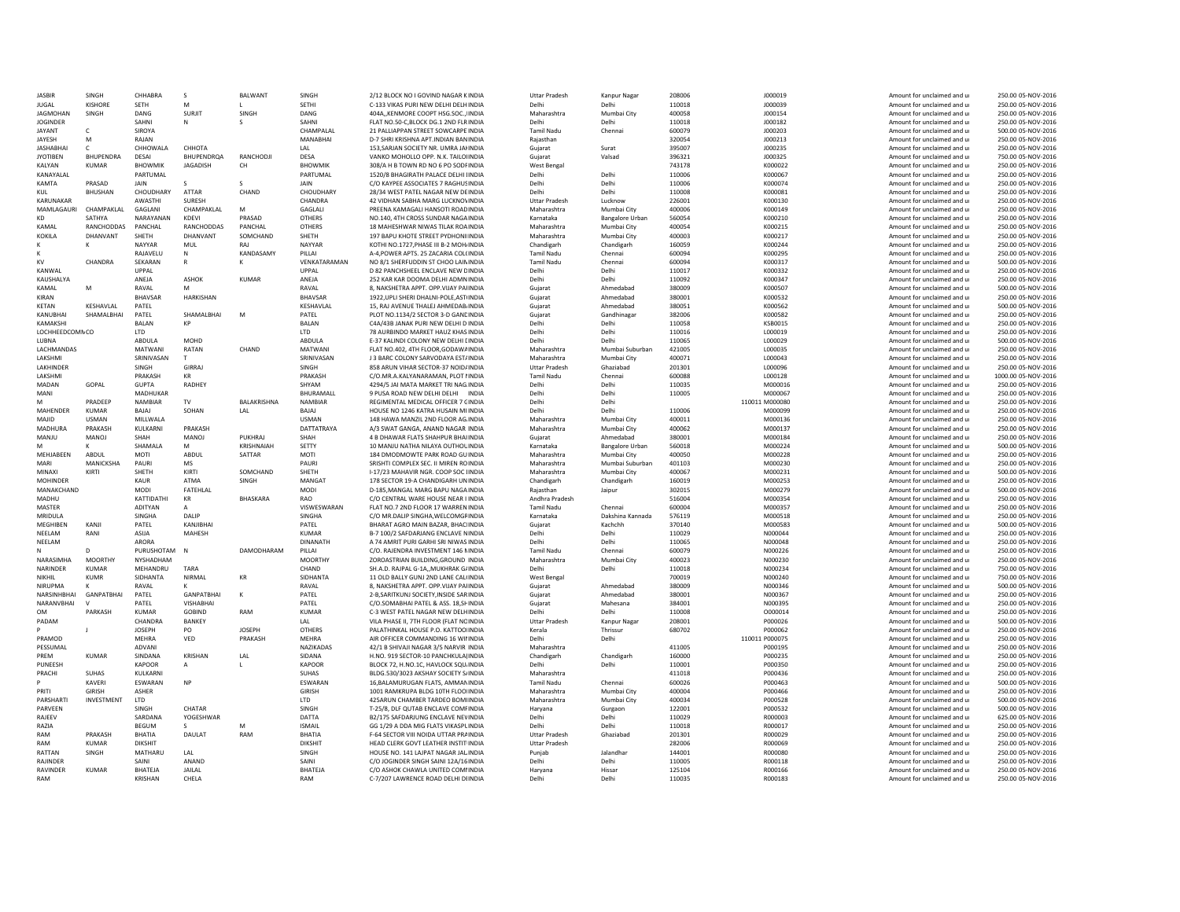| JASBIR | SINGH | CHHABRA | S | BALWANT | SINGH | 2/12 BLOCK NO I GOVIND NAGAR K INDIA | Uttar Pradesh | Kanpur Nagar | 208006 | J000019 | Amount for unclaimed and u | 250.00 | 05-NOV-2016 |
|---|---|---|---|---|---|---|---|---|---|---|---|---|---|
| JUGAL | KISHORE | SETH | M | L | SETHI | C-133 VIKAS PURI NEW DELHI DELH INDIA | Delhi | Delhi | 110018 | J000039 | Amount for unclaimed and u | 250.00 | 05-NOV-2016 |
| JAGMOHAN | SINGH | DANG | SURJIT | SINGH | DANG | 404A,,KENMORE COOPT HSG.SOC.,INDIA | Maharashtra | Mumbai City | 400058 | J000154 | Amount for unclaimed and u | 250.00 | 05-NOV-2016 |
| JOGINDER | | SAHNI | N | S | SAHNI | FLAT NO.50-C,BLOCK DG.1 2ND FLR INDIA | Delhi | Delhi | 110018 | J000182 | Amount for unclaimed and u | 250.00 | 05-NOV-2016 |
| JAYANT | C | SIROYA | | | CHAMPALAL | 21 PALLIAPPAN STREET SOWCARPE INDIA | Tamil Nadu | Chennai | 600079 | J000203 | Amount for unclaimed and u | 500.00 | 05-NOV-2016 |
| JAYESH | M | RAJAN | | | MANABHAI | D-7 SHRI KRISHNA APT.INDIAN BAN INDIA | Rajasthan | | 320054 | J000213 | Amount for unclaimed and u | 250.00 | 05-NOV-2016 |
| JASHABHAI | C | CHHOWALA | CHHOTA | | LAL | 153,SARJAN SOCIETY NR. UMRA JAH INDIA | Gujarat | Surat | 395007 | J000235 | Amount for unclaimed and u | 250.00 | 05-NOV-2016 |
| JYOTIBEN | BHUPENDRA | DESAI | BHUPENDRQA | RANCHODJI | DESA | VANKO MOHOLLO OPP. N.K. TAILOI INDIA | Gujarat | Valsad | 396321 | J000325 | Amount for unclaimed and u | 750.00 | 05-NOV-2016 |
| KALYAN | KUMAR | BHOWMIK | JAGADISH | CH | BHOWMIK | 308/A H B TOWN RD NO 6 PO SODF INDIA | West Bengal | | 743178 | K000022 | Amount for unclaimed and u | 250.00 | 05-NOV-2016 |
| KANAYALAL | | PARTUMAL | | | PARTUMAL | 1520/8 BHAGIRATH PALACE DELHI INDIA | Delhi | Delhi | 110006 | K000067 | Amount for unclaimed and u | 250.00 | 05-NOV-2016 |
| KAMTA | PRASAD | JAIN | S | S | JAIN | C/O KAYPEE ASSOCIATES 7 RAGHUS INDIA | Delhi | Delhi | 110006 | K000074 | Amount for unclaimed and u | 250.00 | 05-NOV-2016 |
| KUL | BHUSHAN | CHOUDHARY | ATTAR | CHAND | CHOUDHARY | 28/34 WEST PATEL NAGAR NEW DE INDIA | Delhi | Delhi | 110008 | K000081 | Amount for unclaimed and u | 250.00 | 05-NOV-2016 |
| KARUNAKAR | | AWASTHI | SURESH | | CHANDRA | 42 VIDHAN SABHA MARG LUCKNOV INDIA | Uttar Pradesh | Lucknow | 226001 | K000130 | Amount for unclaimed and u | 250.00 | 05-NOV-2016 |
| MAMLAGAURI | CHAMPAKLAL | GAGLANI | CHAMPAKLAL | M | GAGLALI | PREENA KAMAGALI HANSOTI ROAD INDIA | Maharashtra | Mumbai City | 400006 | K000149 | Amount for unclaimed and u | 250.00 | 05-NOV-2016 |
| KD | SATHYA | NARAYANAN | KDEVI | PRASAD | OTHERS | NO.140, 4TH CROSS SUNDAR NAGA INDIA | Karnataka | Bangalore Urban | 560054 | K000210 | Amount for unclaimed and u | 250.00 | 05-NOV-2016 |
| KAMAL | RANCHODDAS | PANCHAL | RANCHODDAS | PANCHAL | OTHERS | 18 MAHESHWAR NIWAS TILAK ROA INDIA | Maharashtra | Mumbai City | 400054 | K000215 | Amount for unclaimed and u | 250.00 | 05-NOV-2016 |
| KOKILA | DHANVANT | SHETH | DHANVANT | SOMCHAND | SHETH | 197 BAPU KHOTE STREET PYDHONI INDIA | Maharashtra | Mumbai City | 400003 | K000217 | Amount for unclaimed and u | 250.00 | 05-NOV-2016 |
| K | K | NAYYAR | MUL | RAJ | NAYYAR | KOTHI NO.1727,PHASE III B-2 MOH INDIA | Chandigarh | Chandigarh | 160059 | K000244 | Amount for unclaimed and u | 250.00 | 05-NOV-2016 |
| K | | RAJAVELU | N | KANDASAMY | PILLAI | A-4,POWER APTS. 25 ZACARIA COL INDIA | Tamil Nadu | Chennai | 600094 | K000295 | Amount for unclaimed and u | 250.00 | 05-NOV-2016 |
| KV | CHANDRA | SEKARAN | R | K | VENKATARAMAN | NO 8/1 SHERFUDDIN ST CHOO LAIN INDIA | Tamil Nadu | Chennai | 600094 | K000317 | Amount for unclaimed and u | 250.00 | 05-NOV-2016 |
| KANWAL | | UPPAL | | | UPPAL | D 82 PANCHSHEEL ENCLAVE NEW D INDIA | Delhi | Delhi | 110017 | K000332 | Amount for unclaimed and u | 250.00 | 05-NOV-2016 |
| KAUSHALYA | | ANEJA | ASHOK | KUMAR | ANEJA | 252 KAR KAR DOOMA DELHI ADMN INDIA | Delhi | Delhi | 110092 | K000347 | Amount for unclaimed and u | 250.00 | 05-NOV-2016 |
| KAMAL | M | RAVAL | M | | RAVAL | 8, NAKSHETRA APPT. OPP.VIJAY PAI INDIA | Gujarat | Ahmedabad | 380009 | K000507 | Amount for unclaimed and u | 500.00 | 05-NOV-2016 |
| KIRAN | | BHAVSAR | HARKISHAN | | BHAVSAR | 1922,UPLI SHERI DHALNI-POLE,AST INDIA | Gujarat | Ahmedabad | 380001 | K000532 | Amount for unclaimed and u | 250.00 | 05-NOV-2016 |
| KETAN | KESHAVLAL | PATEL | | | KESHAVLAL | 15, RAJ AVENUE THALEJ AHMEDAB INDIA | Gujarat | Ahmedabad | 380051 | K000562 | Amount for unclaimed and u | 500.00 | 05-NOV-2016 |
| KANUBHAI | SHAMALBHAI | PATEL | SHAMALBHAI | M | PATEL | PLOT NO.1134/2 SECTOR 3-D GAND INDIA | Gujarat | Gandhinagar | 382006 | K000582 | Amount for unclaimed and u | 250.00 | 05-NOV-2016 |
| KAMAKSHI | | BALAN | KP | | BALAN | C4A/43B JANAK PURI NEW DELHI D INDIA | Delhi | Delhi | 110058 | KSB0015 | Amount for unclaimed and u | 250.00 | 05-NOV-2016 |
| LOCHHEEDCOMMCO | | LTD | | | LTD | 78 AURBINDO MARKET HAUZ KHAS INDIA | Delhi | Delhi | 110016 | L000019 | Amount for unclaimed and u | 250.00 | 05-NOV-2016 |
| LUBNA | | ABDULA | MOHD | | ABDULA | E-37 KALINDI COLONY NEW DELHI D INDIA | Delhi | Delhi | 110065 | L000029 | Amount for unclaimed and u | 500.00 | 05-NOV-2016 |
| LACHMANDAS | | MATWANI | RATAN | CHAND | MATWANI | FLAT NO.402, 4TH FLOOR,GODAWA INDIA | Maharashtra | Mumbai Suburban | 421005 | L000035 | Amount for unclaimed and u | 250.00 | 05-NOV-2016 |
| LAKSHMI | | SRINIVASAN | T | | SRINIVASAN | J 3 BARC COLONY SARVODAYA EST INDIA | Maharashtra | Mumbai City | 400071 | L000043 | Amount for unclaimed and u | 250.00 | 05-NOV-2016 |
| LAKHINDER | | SINGH | GIRRAJ | | SINGH | 858 ARUN VIHAR SECTOR-37 NOID INDIA | Uttar Pradesh | Ghaziabad | 201301 | L000096 | Amount for unclaimed and u | 250.00 | 05-NOV-2016 |
| LAKSHMI | | PRAKASH | KR | | PRAKASH | C/O.MR.A.KALYANARAMAN, PLOT I INDIA | Tamil Nadu | Chennai | 600088 | L000128 | Amount for unclaimed and u | 1000.00 | 05-NOV-2016 |
| MADAN | GOPAL | GUPTA | RADHEY | | SHYAM | 4294/5 JAI MATA MARKET TRI NAG INDIA | Delhi | Delhi | 110035 | M000016 | Amount for unclaimed and u | 250.00 | 05-NOV-2016 |
| MANI | | MADHUKAR | | | BHURAMALL | 9 PUSA ROAD NEW DELHI DELHI INDIA | Delhi | Delhi | 110005 | M000067 | Amount for unclaimed and u | 250.00 | 05-NOV-2016 |
| M | PRADEEP | NAMBIAR | TV | BALAKRISHNA | NAMBIAR | REGIMENTAL MEDICAL OFFICER 7 C INDIA | Delhi | Delhi | | 110011 M000080 | Amount for unclaimed and u | 250.00 | 05-NOV-2016 |
| MAHENDER | KUMAR | BAJAJ | SOHAN | LAL | BAJAJ | HOUSE NO 1246 KATRA HUSAIN MI INDIA | Delhi | Delhi | 110006 | M000099 | Amount for unclaimed and u | 250.00 | 05-NOV-2016 |
| MAJID | USMAN | MILLWALA | | | USMAN | 148 HAWA MANZIL 2ND FLOOR AG INDIA | Maharashtra | Mumbai City | 400011 | M000136 | Amount for unclaimed and u | 250.00 | 05-NOV-2016 |
| MADHURA | PRAKASH | KULKARNI | PRAKASH | | DATTATRAYA | A/3 SWAT GANGA, ANAND NAGAR INDIA | Maharashtra | Mumbai City | 400062 | M000137 | Amount for unclaimed and u | 250.00 | 05-NOV-2016 |
| MANJU | MANOJ | SHAH | MANOJ | PUKHRAJ | SHAH | 4 B DHAWAR FLATS SHAHPUR BHAI INDIA | Gujarat | Ahmedabad | 380001 | M000184 | Amount for unclaimed and u | 250.00 | 05-NOV-2016 |
| M | K | SHAMALA | M | KRISHNAIAH | SETTY | 10 MANJU NATHA NILAYA OUTHOL INDIA | Karnataka | Bangalore Urban | 560018 | M000224 | Amount for unclaimed and u | 500.00 | 05-NOV-2016 |
| MEHJABEEN | ABDUL | MOTI | ABDUL | SATTAR | MOTI | 184 DMODMOWTE PARK ROAD GU INDIA | Maharashtra | Mumbai City | 400050 | M000228 | Amount for unclaimed and u | 250.00 | 05-NOV-2016 |
| MARI | MANICKSHA | PAURI | MS | | PAURI | SRISHTI COMPLEX SEC. II MIREN RO INDIA | Maharashtra | Mumbai Suburban | 401103 | M000230 | Amount for unclaimed and u | 250.00 | 05-NOV-2016 |
| MINAXI | KIRTI | SHETH | KIRTI | SOMCHAND | SHETH | I-17/23 MAHAVIR NGR. COOP SOC I INDIA | Maharashtra | Mumbai City | 400067 | M000231 | Amount for unclaimed and u | 500.00 | 05-NOV-2016 |
| MOHINDER | | KAUR | ATMA | SINGH | MANGAT | 178 SECTOR 19-A CHANDIGARH UN INDIA | Chandigarh | Chandigarh | 160019 | M000253 | Amount for unclaimed and u | 250.00 | 05-NOV-2016 |
| MANAKCHAND | | MODI | FATEHLAL | | MODI | D-185,MANGAL MARG BAPU NAGA INDIA | Rajasthan | Jaipur | 302015 | M000279 | Amount for unclaimed and u | 500.00 | 05-NOV-2016 |
| MADHU | | KATTIDATHI | KR | BHASKARA | RAO | C/O CENTRAL WARE HOUSE NEAR I INDIA | Andhra Pradesh | | 516004 | M000354 | Amount for unclaimed and u | 250.00 | 05-NOV-2016 |
| MASTER | | ADITYAN | A | | VISWESWARAN | FLAT NO.7 2ND FLOOR 17 WARREN INDIA | Tamil Nadu | Chennai | 600004 | M000357 | Amount for unclaimed and u | 250.00 | 05-NOV-2016 |
| MRIDULA | | SINGHA | DALIP | | SINGHA | C/O MR.DALIP SINGHA,WELCOMGF INDIA | Karnataka | Dakshina Kannada | 576119 | M000518 | Amount for unclaimed and u | 250.00 | 05-NOV-2016 |
| MEGHIBEN | KANJI | PATEL | KANJIBHAI | | PATEL | BHARAT AGRO MAIN BAZAR, BHAC INDIA | Gujarat | Kachchh | 370140 | M000583 | Amount for unclaimed and u | 500.00 | 05-NOV-2016 |
| NEELAM | RANI | ASIJA | MAHESH | | KUMAR | B-7 100/2 SAFDARJANG ENCLAVE N INDIA | Delhi | Delhi | 110029 | N000044 | Amount for unclaimed and u | 250.00 | 05-NOV-2016 |
| NEELAM | | ARORA | | | DINANATH | A 74 AMRIT PURI GARHI SRI NIWAS INDIA | Delhi | Delhi | 110065 | N000048 | Amount for unclaimed and u | 250.00 | 05-NOV-2016 |
| N | D | PURUSHOTAM | N | DAMODHARAM | PILLAI | C/O. RAJENDRA INVESTMENT 146 N INDIA | Tamil Nadu | Chennai | 600079 | N000226 | Amount for unclaimed and u | 250.00 | 05-NOV-2016 |
| NARASIMHA | MOORTHY | NYSHADHAM | | | MOORTHY | ZOROASTRIAN BUILDING,GROUND INDIA | Maharashtra | Mumbai City | 400023 | N000230 | Amount for unclaimed and u | 250.00 | 05-NOV-2016 |
| NARINDER | KUMAR | MEHANDRU | TARA | | CHAND | SH.A.D. RAJPAL G-1A,,MUKHRAK G INDIA | Delhi | Delhi | 110018 | N000234 | Amount for unclaimed and u | 750.00 | 05-NOV-2016 |
| NIKHIL | KUMR | SIDHANTA | NIRMAL | KR | SIDHANTA | 11 OLD BALLY GUNJ 2ND LANE CALI INDIA | West Bengal | | 700019 | N000240 | Amount for unclaimed and u | 750.00 | 05-NOV-2016 |
| NIRUPMA | K | RAVAL | K | | RAVAL | 8, NAKSHETRA APPT. OPP.VIJAY PAI INDIA | Gujarat | Ahmedabad | 380009 | N000346 | Amount for unclaimed and u | 500.00 | 05-NOV-2016 |
| NARSINHBHAI | GANPATBHAI | PATEL | GANPATBHAI | K | PATEL | 2-B,SARITKUNJ SOCIETY,INSIDE SAR INDIA | Gujarat | Ahmedabad | 380001 | N000367 | Amount for unclaimed and u | 250.00 | 05-NOV-2016 |
| NARANVBHAI | V | PATEL | VISHABHAI | | PATEL | C/O.SOMABHAI PATEL & ASS. 18,SH INDIA | Gujarat | Mahesana | 384001 | N000395 | Amount for unclaimed and u | 250.00 | 05-NOV-2016 |
| OM | PARKASH | KUMAR | GOBIND | RAM | KUMAR | C-3 WEST PATEL NAGAR NEW DELH INDIA | Delhi | Delhi | 110008 | O000014 | Amount for unclaimed and u | 250.00 | 05-NOV-2016 |
| PADAM | | CHANDRA | BANKEY | | LAL | VILA PHASE II, 7TH FLOOR (FLAT NO INDIA | Uttar Pradesh | Kanpur Nagar | 208001 | P000026 | Amount for unclaimed and u | 500.00 | 05-NOV-2016 |
| P | J | JOSEPH | PO | JOSEPH | OTHERS | PALATHINKAL HOUSE P.O. KATTOO INDIA | Kerala | Thrissur | 680702 | P000062 | Amount for unclaimed and u | 250.00 | 05-NOV-2016 |
| PRAMOD | | MEHRA | VED | PRAKASH | MEHRA | AIR OFFICER COMMANDING 16 WII INDIA | Delhi | Delhi | | 110011 P000075 | Amount for unclaimed and u | 250.00 | 05-NOV-2016 |
| PESSUMAL | | ADVANI | | | NAZIKADAS | 42/1 B SHIVAJI NAGAR 3/5 NARVIR INDIA | Maharashtra | | 411005 | P000195 | Amount for unclaimed and u | 250.00 | 05-NOV-2016 |
| PREM | KUMAR | SINDANA | KRISHAN | LAL | SIDANA | H.NO. 919 SECTOR-10 PANCHKULA INDIA | Chandigarh | Chandigarh | 160000 | P000235 | Amount for unclaimed and u | 250.00 | 05-NOV-2016 |
| PUNEESH | | KAPOOR | A | L | KAPOOR | BLOCK 72, H.NO.1C, HAVLOCK SQU INDIA | Delhi | Delhi | 110001 | P000350 | Amount for unclaimed and u | 250.00 | 05-NOV-2016 |
| PRACHI | SUHAS | KULKARNI | | | SUHAS | BLDG.530/3023 AKSHAY SOCIETY S INDIA | Maharashtra | | 411018 | P000436 | Amount for unclaimed and u | 250.00 | 05-NOV-2016 |
| P | KAVERI | ESWARAN | NP | | ESWARAN | 16,BALAMURUGAN FLATS, AMMAN INDIA | Tamil Nadu | Chennai | 600026 | P000463 | Amount for unclaimed and u | 500.00 | 05-NOV-2016 |
| PRITI | GIRISH | ASHER | | | GIRISH | 1001 RAMKRUPA BLDG 10TH FLOO INDIA | Maharashtra | Mumbai City | 400004 | P000466 | Amount for unclaimed and u | 250.00 | 05-NOV-2016 |
| PARSHARTI | INVESTMENT | LTD | | | LTD | 425ARUN CHAMBER TARDEO BOM INDIA | Maharashtra | Mumbai City | 400034 | P000528 | Amount for unclaimed and u | 500.00 | 05-NOV-2016 |
| PARVEEN | | SINGH | CHATAR | | SINGH | T-25/8, DLF QUTAB ENCLAVE COM INDIA | Haryana | Gurgaon | 122001 | P000532 | Amount for unclaimed and u | 500.00 | 05-NOV-2016 |
| RAJEEV | | SARDANA | YOGESHWAR | | DATTA | B2/175 SAFDARJUNG ENCLAVE NE INDIA | Delhi | Delhi | 110029 | R000003 | Amount for unclaimed and u | 625.00 | 05-NOV-2016 |
| RAZIA | | BEGUM | S | M | ISMAIL | GG 1/29 A DDA MIG FLATS VIKASPL INDIA | Delhi | Delhi | 110018 | R000017 | Amount for unclaimed and u | 250.00 | 05-NOV-2016 |
| RAM | PRAKASH | BHATIA | DAULAT | RAM | BHATIA | F-64 SECTOR VIII NOIDA UTTAR PR INDIA | Uttar Pradesh | Ghaziabad | 201301 | R000029 | Amount for unclaimed and u | 250.00 | 05-NOV-2016 |
| RAM | KUMAR | DIKSHIT | | | DIKSHIT | HEAD CLERK GOVT LEATHER INSTIT INDIA | Uttar Pradesh | | 282006 | R000069 | Amount for unclaimed and u | 250.00 | 05-NOV-2016 |
| RATTAN | SINGH | MATHARU | LAL | | SINGH | HOUSE NO. 141 LAJPAT NAGAR JAL INDIA | Punjab | Jalandhar | 144001 | R000080 | Amount for unclaimed and u | 250.00 | 05-NOV-2016 |
| RAJINDER | | SAINI | ANAND | | SAINI | C/O JOGINDER SINGH SAINI 12A/16 INDIA | Delhi | Delhi | 110005 | R000118 | Amount for unclaimed and u | 250.00 | 05-NOV-2016 |
| RAVINDER | KUMAR | BHATEJA | JAILAL | | BHATEJA | C/O ASHOK CHAWLA UNITED COM INDIA | Haryana | Hissar | 125104 | R000166 | Amount for unclaimed and u | 250.00 | 05-NOV-2016 |
| RAM | | KRISHAN | CHELA | | RAM | C-7/207 LAWRENCE ROAD DELHI D INDIA | Delhi | Delhi | 110035 | R000183 | Amount for unclaimed and u | 250.00 | 05-NOV-2016 |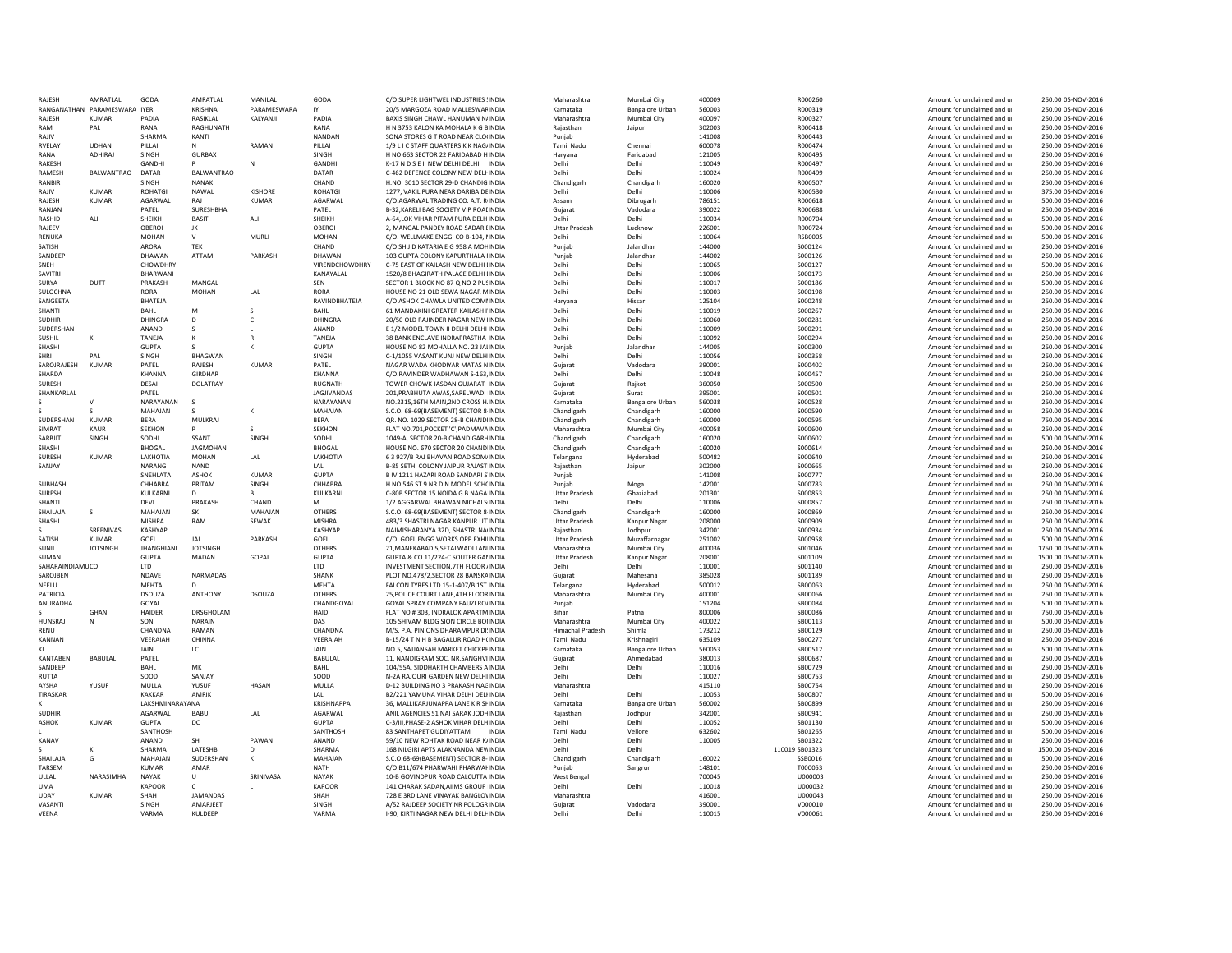| | | | | | | | | | | | | | | |
|---|---|---|---|---|---|---|---|---|---|---|---|---|---|---|
| RAJESH | AMRATLAL | GODA | AMRATLAL | MANILAL | GODA | C/O SUPER LIGHTWEL INDUSTRIES !INDIA | Maharashtra | Mumbai City | 400009 | R000260 | Amount for unclaimed and u | 250.00 | 05-NOV-2016 |
| RANGANATHAN | PARAMESWARA | IYER | KRISHNA | PARAMESWARA | IY | 20/5 MARGOZA ROAD MALLESWARINDIA | Karnataka | Bangalore Urban | 560003 | R000319 | Amount for unclaimed and u | 250.00 | 05-NOV-2016 |
| RAJESH | KUMAR | PADIA | RASIKLAL | KALYANJI | PADIA | BAXIS SINGH CHAWL HANUMAN NINDIA | Maharashtra | Mumbai City | 400097 | R000327 | Amount for unclaimed and u | 250.00 | 05-NOV-2016 |
| RAM | PAL | RANA | RAGHUNATH | | RANA | H N 3753 KALON KA MOHALA K G BINDIA | Rajasthan | Jaipur | 302003 | R000418 | Amount for unclaimed and u | 250.00 | 05-NOV-2016 |
| RAJIV | | SHARMA | KANTI | | NANDAN | SONA STORES G T ROAD NEAR CLOINDIA | Punjab | | 141008 | R000443 | Amount for unclaimed and u | 250.00 | 05-NOV-2016 |
| RVELAY | UDHAN | PILLAI | N | RAMAN | PILLAI | 1/9 L I C STAFF QUARTERS K K NAGINDIA | Tamil Nadu | Chennai | 600078 | R000474 | Amount for unclaimed and u | 250.00 | 05-NOV-2016 |
| RANA | ADHIRAJ | SINGH | GURBAX | | SINGH | H NO 663 SECTOR 22 FARIDABAD HINDIA | Haryana | Faridabad | 121005 | R000495 | Amount for unclaimed and u | 250.00 | 05-NOV-2016 |
| RAKESH | | GANDHI | P | N | GANDHI | K-17 N D S E II NEW DELHI DELHI INDIA | Delhi | Delhi | 110049 | R000497 | Amount for unclaimed and u | 250.00 | 05-NOV-2016 |
| RAMESH | BALWANTRAO | DATAR | BALWANTRAO | | DATAR | C-462 DEFENCE COLONY NEW DELHINDIA | Delhi | Delhi | 110024 | R000499 | Amount for unclaimed and u | 250.00 | 05-NOV-2016 |
| RANBIR | | SINGH | NANAK | | CHAND | H.NO. 3010 SECTOR 29-D CHANDIGINDIA | Chandigarh | Chandigarh | 160020 | R000507 | Amount for unclaimed and u | 250.00 | 05-NOV-2016 |
| RAJIV | KUMAR | ROHATGI | NAWAL | KISHORE | ROHATGI | 1277, VAKIL PURA NEAR DARIBA DEINDIA | Delhi | Delhi | 110006 | R000530 | Amount for unclaimed and u | 375.00 | 05-NOV-2016 |
| RAJESH | KUMAR | AGARWAL | RAJ | KUMAR | AGARWAL | C/O.AGARWAL TRADING CO. A.T. RINDIA | Assam | Dibrugarh | 786151 | R000618 | Amount for unclaimed and u | 500.00 | 05-NOV-2016 |
| RANJAN | | PATEL | SURESHBHAI | | PATEL | B-32,KARELI BAG SOCIETY VIP ROAIINDIA | Gujarat | Vadodara | 390022 | R000688 | Amount for unclaimed and u | 250.00 | 05-NOV-2016 |
| RASHID | ALI | SHEIKH | BASIT | ALI | SHEIKH | A-64,LOK VIHAR PITAM PURA DELH INDIA | Delhi | Delhi | 110034 | R000704 | Amount for unclaimed and u | 500.00 | 05-NOV-2016 |
| RAJEEV | | OBEROI | JK | | OBEROI | 2, MANGAL PANDEY ROAD SADAR EINDIA | Uttar Pradesh | Lucknow | 226001 | R000724 | Amount for unclaimed and u | 500.00 | 05-NOV-2016 |
| RENUKA | | MOHAN | V | MURLI | MOHAN | C/O. WELLMAKE ENGG. CO B-104, FINDIA | Delhi | Delhi | 110064 | RSB0005 | Amount for unclaimed and u | 500.00 | 05-NOV-2016 |
| SATISH | | ARORA | TEK | | CHAND | C/O SH J D KATARIA E G 958 A MOHINDIA | Punjab | Jalandhar | 144000 | S000124 | Amount for unclaimed and u | 250.00 | 05-NOV-2016 |
| SANDEEP | | DHAWAN | ATTAM | PARKASH | DHAWAN | 103 GUPTA COLONY KAPURTHALA IINDIA | Punjab | Jalandhar | 144002 | S000126 | Amount for unclaimed and u | 250.00 | 05-NOV-2016 |
| SNEH | | CHOWDHRY | | | VIRENDCHOWDHRY | C-75 EAST OF KAILASH NEW DELHI IINDIA | Delhi | Delhi | 110065 | S000127 | Amount for unclaimed and u | 500.00 | 05-NOV-2016 |
| SAVITRI | | BHARWANI | | | KANAYALAL | 1520/8 BHAGIRATH PALACE DELHI IINDIA | Delhi | Delhi | 110006 | S000173 | Amount for unclaimed and u | 250.00 | 05-NOV-2016 |
| SURYA | DUTT | PRAKASH | MANGAL | | SEN | SECTOR 1 BLOCK NO 87 Q NO 2 PUSINDIA | Delhi | Delhi | 110017 | S000186 | Amount for unclaimed and u | 500.00 | 05-NOV-2016 |
| SULOCHNA | | RORA | MOHAN | LAL | RORA | HOUSE NO 21 OLD SEWA NAGAR MINDIA | Delhi | Delhi | 110003 | S000198 | Amount for unclaimed and u | 250.00 | 05-NOV-2016 |
| SANGEETA | | BHATEJA | | | RAVINDBHATEJA | C/O ASHOK CHAWLA UNITED COMIINDIA | Haryana | Hissar | 125104 | S000248 | Amount for unclaimed and u | 250.00 | 05-NOV-2016 |
| SHANTI | | BAHL | M | S | BAHL | 61 MANDAKINI GREATER KAILASH IIINDIA | Delhi | Delhi | 110019 | S000267 | Amount for unclaimed and u | 250.00 | 05-NOV-2016 |
| SUDHIR | | DHINGRA | D | C | DHINGRA | 20/50 OLD RAJINDER NAGAR NEW IINDIA | Delhi | Delhi | 110060 | S000281 | Amount for unclaimed and u | 250.00 | 05-NOV-2016 |
| SUDERSHAN | | ANAND | S | L | ANAND | E 1/2 MODEL TOWN II DELHI DELHI INDIA | Delhi | Delhi | 110009 | S000291 | Amount for unclaimed and u | 250.00 | 05-NOV-2016 |
| SUSHIL | K | TANEJA | K | R | TANEJA | 38 BANK ENCLAVE INDRAPRASTHA INDIA | Delhi | Delhi | 110092 | S000294 | Amount for unclaimed and u | 250.00 | 05-NOV-2016 |
| SHASHI | | GUPTA | S | K | GUPTA | HOUSE NO 82 MOHALLA NO. 23 JAIINDIA | Punjab | Jalandhar | 144005 | S000300 | Amount for unclaimed and u | 250.00 | 05-NOV-2016 |
| SHRI | PAL | SINGH | BHAGWAN | | SINGH | C-1/1055 VASANT KUNJ NEW DELHIINDIA | Delhi | Delhi | 110056 | S000358 | Amount for unclaimed and u | 250.00 | 05-NOV-2016 |
| SAROJRAJESH | KUMAR | PATEL | RAJESH | KUMAR | PATEL | NAGAR WADA KHODIYAR MATAS NINDIA | Gujarat | Vadodara | 390001 | S000402 | Amount for unclaimed and u | 250.00 | 05-NOV-2016 |
| SHARDA | | KHANNA | GIRDHAR | | KHANNA | C/O.RAVINDER WADHAWAN S-163,INDIA | Delhi | Delhi | 110048 | S000457 | Amount for unclaimed and u | 250.00 | 05-NOV-2016 |
| SURESH | | DESAI | DOLATRAY | | RUGNATH | TOWER CHOWK JASDAN GUJARAT INDIA | Gujarat | Rajkot | 360050 | S000500 | Amount for unclaimed and u | 250.00 | 05-NOV-2016 |
| SHANKARLAL | | PATEL | | | JAGJIVANDAS | 201,PRABHUTA AWAS,SARELWADI IINDIA | Gujarat | Surat | 395001 | S000501 | Amount for unclaimed and u | 250.00 | 05-NOV-2016 |
| S | V | NARAYANAN | S | | NARAYANAN | NO.2315,16TH MAIN,2ND CROSS HINDIA | Karnataka | Bangalore Urban | 560038 | S000528 | Amount for unclaimed and u | 250.00 | 05-NOV-2016 |
| S | S | MAHAJAN | S | K | MAHAJAN | S.C.O. 68-69(BASEMENT) SECTOR 8INDIA | Chandigarh | Chandigarh | 160000 | S000590 | Amount for unclaimed and u | 250.00 | 05-NOV-2016 |
| SUDERSHAN | KUMAR | BERA | MULKRAJ | | BERA | QR. NO. 1029 SECTOR 28-B CHANDIINDIA | Chandigarh | Chandigarh | 160000 | S000595 | Amount for unclaimed and u | 750.00 | 05-NOV-2016 |
| SIMRAT | KAUR | SEKHON | P | S | SEKHON | FLAT NO.701,POCKET 'C',PADMAVAINDIA | Maharashtra | Mumbai City | 400058 | S000600 | Amount for unclaimed and u | 250.00 | 05-NOV-2016 |
| SARBJIT | SINGH | SODHI | SSANT | SINGH | SODHI | 1049-A, SECTOR 20-B CHANDIGARHINDIA | Chandigarh | Chandigarh | 160020 | S000602 | Amount for unclaimed and u | 500.00 | 05-NOV-2016 |
| SHASHI | | BHOGAL | JAGMOHAN | | BHOGAL | HOUSE NO. 670 SECTOR 20 CHANDIINDIA | Chandigarh | Chandigarh | 160020 | S000614 | Amount for unclaimed and u | 250.00 | 05-NOV-2016 |
| SURESH | KUMAR | LAKHOTIA | MOHAN | LAL | LAKHOTIA | 6 3 927/B RAJ BHAVAN ROAD SOMAINDIA | Telangana | Hyderabad | 500482 | S000640 | Amount for unclaimed and u | 250.00 | 05-NOV-2016 |
| SANJAY | | NARANG | NAND | | LAL | B-85 SETHI COLONY JAIPUR RAJAST INDIA | Rajasthan | Jaipur | 302000 | S000665 | Amount for unclaimed and u | 250.00 | 05-NOV-2016 |
| | | SNEHLATA | ASHOK | KUMAR | GUPTA | B IV 1211 HAZARI ROAD SANDARI SINDIA | Punjab | | 141008 | S000777 | Amount for unclaimed and u | 250.00 | 05-NOV-2016 |
| SUBHASH | | CHHABRA | PRITAM | SINGH | CHHABRA | H NO 546 ST 9 NR D N MODEL SCHOINDIA | Punjab | Moga | 142001 | S000783 | Amount for unclaimed and u | 250.00 | 05-NOV-2016 |
| SURESH | | KULKARNI | D | B | KULKARNI | C-808 SECTOR 15 NOIDA G B NAGA INDIA | Uttar Pradesh | Ghaziabad | 201301 | S000853 | Amount for unclaimed and u | 250.00 | 05-NOV-2016 |
| SHANTI | | DEVI | PRAKASH | CHAND | M | 1/2 AGGARWAL BHAWAN NICHALS INDIA | Delhi | Delhi | 110006 | S000857 | Amount for unclaimed and u | 250.00 | 05-NOV-2016 |
| SHAILAJA | S | MAHAJAN | SK | MAHAJAN | OTHERS | S.C.O. 68-69(BASEMENT) SECTOR 8INDIA | Chandigarh | Chandigarh | 160000 | S000869 | Amount for unclaimed and u | 250.00 | 05-NOV-2016 |
| SHASHI | | MISHRA | RAM | SEWAK | MISHRA | 483/3 SHASTRI NAGAR KANPUR UT INDIA | Uttar Pradesh | Kanpur Nagar | 208000 | S000909 | Amount for unclaimed and u | 250.00 | 05-NOV-2016 |
| S | SREENIVAS | KASHYAP | | | KASHYAP | NAIMISHARANYA 32D, SHASTRI NAINDIA | Rajasthan | Jodhpur | 342001 | S000934 | Amount for unclaimed and u | 250.00 | 05-NOV-2016 |
| SATISH | KUMAR | GOEL | JAI | PARKASH | GOEL | C/O. GOEL ENGG WORKS OPP.EXHIINDIA | Uttar Pradesh | Muzaffarnagar | 251002 | S000958 | Amount for unclaimed and u | 500.00 | 05-NOV-2016 |
| SUNIL | JOTSINGH | JHANGHIANI | JOTSINGH | | OTHERS | 21,MANEKABAD 5,SETALWADI LANIINDIA | Maharashtra | Mumbai City | 400036 | S001046 | Amount for unclaimed and u | 1750.00 | 05-NOV-2016 |
| SUMAN | | GUPTA | MADAN | GOPAL | GUPTA | GUPTA & CO 11/224-C SOUTER GAINDIA | Uttar Pradesh | Kanpur Nagar | 208001 | S001109 | Amount for unclaimed and u | 1500.00 | 05-NOV-2016 |
| SAHARAINDIAMUCO | | LTD | | | LTD | INVESTMENT SECTION,7TH FLOOR INDIA | Delhi | Delhi | 110001 | S001140 | Amount for unclaimed and u | 250.00 | 05-NOV-2016 |
| SAROJBEN | | NDAVE | NARMADAS | | SHANK | PLOT NO.478/2,SECTOR 28 BANSKAINDIA | Gujarat | Mahesana | 385028 | S001189 | Amount for unclaimed and u | 250.00 | 05-NOV-2016 |
| NEELU | | MEHTA | D | | MEHTA | FALCON TYRES LTD 15-1-407/B 1ST INDIA | Telangana | Hyderabad | 500012 | SB00063 | Amount for unclaimed and u | 250.00 | 05-NOV-2016 |
| PATRICIA | | DSOUZA | ANTHONY | DSOUZA | OTHERS | 25,POLICE COURT LANE,4TH FLOORINDIA | Maharashtra | Mumbai City | 400001 | SB00066 | Amount for unclaimed and u | 250.00 | 05-NOV-2016 |
| ANURADHA | | GOYAL | | | CHANDGOYAL | GOYAL SPRAY COMPANY FAUZI ROINDIA | Punjab | | 151204 | SB00084 | Amount for unclaimed and u | 500.00 | 05-NOV-2016 |
| S | GHANI | HAIDER | DRSGHOLAM | | HAID | FLAT NO # 303, INDRALOK APARTMINDIA | Bihar | Patna | 800006 | SB00086 | Amount for unclaimed and u | 750.00 | 05-NOV-2016 |
| HUNSRAJ | N | SONI | NARAIN | | DAS | 105 SHIVAM BLDG SION CIRCLE BOINDIA | Maharashtra | Mumbai City | 400022 | SB00113 | Amount for unclaimed and u | 500.00 | 05-NOV-2016 |
| RENU | | CHANDNA | RAMAN | | CHANDNA | M/S. P.A. PINIONS DHARAMPUR DIINDIA | Himachal Pradesh | Shimla | 173212 | SB00129 | Amount for unclaimed and u | 250.00 | 05-NOV-2016 |
| KANNAN | | VEERAIAH | CHINNA | | VEERAIAH | B-15/24 T N H B BAGALUR ROAD HINDIA | Tamil Nadu | Krishnagiri | 635109 | SB00277 | Amount for unclaimed and u | 250.00 | 05-NOV-2016 |
| KL | | JAIN | LC | | JAIN | NO.5, SAJJANSAH MARKET CHICKPEINDIA | Karnataka | Bangalore Urban | 560053 | SB00512 | Amount for unclaimed and u | 500.00 | 05-NOV-2016 |
| KANTABEN | BABULAL | PATEL | | | BABULAL | 11, NANDIGRAM SOC. NR.SANGHVIINDIA | Gujarat | Ahmedabad | 380013 | SB00687 | Amount for unclaimed and u | 250.00 | 05-NOV-2016 |
| SANDEEP | | BAHL | MK | | BAHL | 104/55A, SIDDHARTH CHAMBERS AINDIA | Delhi | Delhi | 110016 | SB00729 | Amount for unclaimed and u | 250.00 | 05-NOV-2016 |
| RUTTA | | SOOD | SANJAY | | SOOD | N-2A RAJOURI GARDEN NEW DELHIINDIA | Delhi | Delhi | 110027 | SB00753 | Amount for unclaimed and u | 250.00 | 05-NOV-2016 |
| AYSHA | YUSUF | MULLA | YUSUF | HASAN | MULLA | D-12 BUILDING NO 3 PRAKASH NAGINDIA | Maharashtra | | 415110 | SB00754 | Amount for unclaimed and u | 250.00 | 05-NOV-2016 |
| TIRASKAR | | KAKKAR | AMRIK | | LAL | B2/221 YAMUNA VIHAR DELHI DELIINDIA | Delhi | Delhi | 110053 | SB00807 | Amount for unclaimed and u | 500.00 | 05-NOV-2016 |
| K | | LAKSHMINARAYANA | | | KRISHNAPPA | 36, MALLIKARJUNAPPA LANE K R SHINDIA | Karnataka | Bangalore Urban | 560002 | SB00899 | Amount for unclaimed and u | 250.00 | 05-NOV-2016 |
| SUDHIR | | AGARWAL | BABU | LAL | AGARWAL | ANIL AGENCIES 51 NAI SARAK JODHINDIA | Rajasthan | Jodhpur | 342001 | SB00941 | Amount for unclaimed and u | 250.00 | 05-NOV-2016 |
| ASHOK | KUMAR | GUPTA | DC | | GUPTA | C-3/III,PHASE-2 ASHOK VIHAR DELHINDIA | Delhi | Delhi | 110052 | SB01130 | Amount for unclaimed and u | 500.00 | 05-NOV-2016 |
| L | | SANTHOSH | | | SANTHOSH | 83 SANTHAPET GUDIYATTAM INDIA | Tamil Nadu | Vellore | 632602 | SB01265 | Amount for unclaimed and u | 500.00 | 05-NOV-2016 |
| KANAV | | ANAND | SH | PAWAN | ANAND | 59/10 NEW ROHTAK ROAD NEAR KINDIA | Delhi | Delhi | 110005 | SB01322 | Amount for unclaimed and u | 250.00 | 05-NOV-2016 |
| S | K | SHARMA | LATESHB | D | SHARMA | 168 NILGIRI APTS ALAKNANDA NEWINDIA | Delhi | Delhi | 110019 | SB01323 | Amount for unclaimed and u | 1500.00 | 05-NOV-2016 |
| SHAILAJA | G | MAHAJAN | SUDERSHAN | K | MAHAJAN | S.C.O.68-69(BASEMENT) SECTOR 8- INDIA | Chandigarh | Chandigarh | 160022 | SSB0016 | Amount for unclaimed and u | 500.00 | 05-NOV-2016 |
| TARSEM | | KUMAR | AMAR | | NATH | C/O B11/674 PHARWAHI PHARWAHINDIA | Punjab | Sangrur | 148101 | T000053 | Amount for unclaimed and u | 250.00 | 05-NOV-2016 |
| ULLAL | NARASIMHA | NAYAK | U | SRINIVASA | NAYAK | 10-B GOVINDPUR ROAD CALCUTTA INDIA | West Bengal | | 700045 | U000003 | Amount for unclaimed and u | 250.00 | 05-NOV-2016 |
| UMA | | KAPOOR | C | L | KAPOOR | 141 CHARAK SADAN,AIIMS GROUP INDIA | Delhi | Delhi | 110018 | U000032 | Amount for unclaimed and u | 250.00 | 05-NOV-2016 |
| UDAY | KUMAR | SHAH | JAMANDAS | | SHAH | 728 E 3RD LANE VINAYAK BANGLOVINDIA | Maharashtra | | 416001 | U000043 | Amount for unclaimed and u | 250.00 | 05-NOV-2016 |
| VASANTI | | SINGH | AMARJEET | | SINGH | A/52 RAJDEEP SOCIETY NR POLOGRINDIA | Gujarat | Vadodara | 390001 | V000010 | Amount for unclaimed and u | 250.00 | 05-NOV-2016 |
| VEENA | | VARMA | KULDEEP | | VARMA | I-90, KIRTI NAGAR NEW DELHI DELHINDIA | Delhi | Delhi | 110015 | V000061 | Amount for unclaimed and u | 250.00 | 05-NOV-2016 |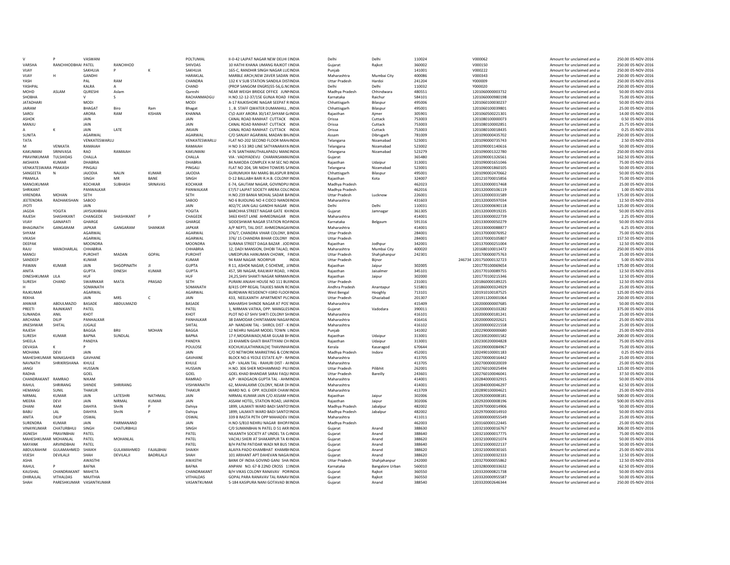| | | | | | | | | | | | | | | | |
|---|---|---|---|---|---|---|---|---|---|---|---|---|---|---|---|
| V | P | VASWANI | | | POLTUMAL | II-0-42 LAJPAT NAGAR NEW DELHI I INDIA | Delhi | Delhi | 110024 | | V000062 | Amount for unclaimed and u | 250.00 | 05-NOV-2016 |
| VARSHA | RANCHHODBHAI | PATEL | RANCHHOD | | SHIVDAS | 10 HATHI KHANA UMANG RAJKOT (INDIA | Gujarat | Rajkot | 360002 | | V000150 | Amount for unclaimed and u | 250.00 | 05-NOV-2016 |
| VIJAY | | SAKHUJA | P | K | SAKHUJA | 165-C, RANDHIR SINGH NAGAR LUE INDIA | Punjab | | 141001 | | V000222 | Amount for unclaimed and u | 250.00 | 05-NOV-2016 |
| VIJAY | H | GANDHI | | | HARAKLAL | MARBLE ARCH,NEW ZAVER SADAN INDIA | Maharashtra | Mumbai City | 400086 | | V000343 | Amount for unclaimed and u | 250.00 | 05-NOV-2016 |
| YASH | | PAL | RAM | | CHANDRA | 132 K V SUB STATION SANDILA DIST INDIA | Uttar Pradesh | Hardoi | 241204 | | Y000009 | Amount for unclaimed and u | 250.00 | 05-NOV-2016 |
| YASHPAL | | KALRA | A | | CHAND | (PROP SANGOM ENGRS)55-56,G.NC INDIA | Delhi | Delhi | 110032 | | Y000020 | Amount for unclaimed and u | 250.00 | 05-NOV-2016 |
| MOHD | ASLAM | QURESHI | Aslam | | Qureshi | NEAR WEIGH BRIDGE OFFICE JUNN INDIA | Madhya Pradesh | Chhindwara | 480551 | | 1201060000003732 | Amount for unclaimed and u | 50.00 | 05-NOV-2016 |
| SHOBHA | | V | S | | RACHANAMDGU | H.NO.12-12-37/15E GUNJA ROAD F INDIA | Karnataka | Raichur | 584101 | | 1201060000980198 | Amount for unclaimed and u | 75.00 | 05-NOV-2016 |
| JATADHARI | | MODI | | | MODI | A-17 RAJKISHORE NAGAR SEEPAT R INDIA | Chhattisgarh | Bilaspur | 495006 | | 1201060100030237 | Amount for unclaimed and u | 50.00 | 05-NOV-2016 |
| JAIRAM | | BHAGAT | Biro | Ram | Bhagat | 1 , B. STAFF QWATER DUMANHILL , INDIA | Chhattisgarh | Bilaspur | 495001 | | 1201060100039801 | Amount for unclaimed and u | 25.00 | 05-NOV-2016 |
| SAROJ | | ARORA | RAM | KISHAN | KHANNA | C\O AJAY ARORA 30/147,SHYAM G/ INDIA | Rajasthan | Ajmer | 305901 | | 1201060500221301 | Amount for unclaimed and u | 14.00 | 05-NOV-2016 |
| ASHOK | | JAIN | | | JAIN | CANAL ROAD RANIHAT CUTTACK INDIA | Orissa | Cuttack | 753003 | | 1201080100000073 | Amount for unclaimed and u | 0.50 | 05-NOV-2016 |
| MANJU | | JAIN | | | JAIN | CANAL ROAD RANIHAT CUTTACK INDIA | Orissa | Cuttack | 753003 | | 1201080100002851 | Amount for unclaimed and u | 25.75 | 05-NOV-2016 |
| A | K | JAIN | LATE | | JMJAIN | CANAL ROAD RANIHAT CUTTACK INDIA | Orissa | Cuttack | 753003 | | 1201080100018435 | Amount for unclaimed and u | 0.25 | 05-NOV-2016 |
| SUNITA | | AGARWAL | | | AGARWAL | C/O SANJAY AGARWAL MADAN BH INDIA | Assam | Dibrugarh | 781009 | | 1201090000435702 | Amount for unclaimed and u | 250.00 | 05-NOV-2016 |
| TATA | | VENKATESWARLU | | | VENKATESWARLU | FLAT NO-202 SECOND FLOOR MAH/ INDIA | Telangana | Nizamabad | 523001 | | 1201090000735743 | Amount for unclaimed and u | 2.50 | 05-NOV-2016 |
| M | VENKATA | RAMAIAH | | | RAMAIAH | H NO 3-53 3RD LINE SATYANARAYA INDIA | Telangana | Nizamabad | 523002 | | 1201090001140616 | Amount for unclaimed and u | 50.00 | 05-NOV-2016 |
| KAKUMANI | SRINIVASA | RAO | RAMAIAH | | KAKUMANI | 4-76 SANTHANUTHALAPADU MANE INDIA | Telangana | Nizamabad | 523279 | | 1201090001322780 | Amount for unclaimed and u | 250.00 | 05-NOV-2016 |
| PRAVINKUMAR | TULSHIDAS | CHALLA | | | CHALLA | VIA : VADIYADEVLI CHARANSAMAI INDIA | Gujarat | | 365480 | | 1201090001326561 | Amount for unclaimed and u | 162.50 | 05-NOV-2016 |
| AKSHAYA | KUMAR | DHABRIA | | | DHABRIA | 84.NAKODA COMPLEX H.M SEC NO INDIA | Rajasthan | Udaipur | 313001 | | 1201090001651046 | Amount for unclaimed and u | 75.00 | 05-NOV-2016 |
| VENKATESWARA | PRAKASH | PINGALI | | | PINGALI | FLAT NO 204, SRI NIDHI TOWERS S/ INDIA | Telangana | Nizamabad | 523001 | | 1201090001860105 | Amount for unclaimed and u | 50.00 | 05-NOV-2016 |
| SANGEETA | N | JAJODIA | NALIN | KUMAR | JAJODIA | GURUMUKH RAI MARG BILASPUR B INDIA | Chhattisgarh | Bilaspur | 495001 | | 1201090002470662 | Amount for unclaimed and u | 50.00 | 05-NOV-2016 |
| PRAMILA | | SINGH | MR | BANE | SINGH | D-12 BALLABH BARI R.H.B. COLONY INDIA | Rajasthan | Kota | 324007 | | 1201210700015856 | Amount for unclaimed and u | 75.00 | 05-NOV-2016 |
| MANOJKUMAR | | KOCHKAR | SUBHASH | SRINAVAS | KOCHKAR | E-74, GAUTAM NAGAR, GOVINDPU INDIA | Madhya Pradesh | | 462023 | | 1201320000017468 | Amount for unclaimed and u | 25.00 | 05-NOV-2016 |
| SHRIKANT | | PANWALKAR | | | PANWALKAR | E7/57 LAJPAT SOCIETY ARERA COL INDIA | Madhya Pradesh | | 462016 | | 1201320000106119 | Amount for unclaimed and u | 1.00 | 05-NOV-2016 |
| VIRENDRA | MOHAN | SETH | | | SETH | H.NO.239 BANIA MOHAL SADAR B/ INDIA | Uttar Pradesh | Lucknow | 226001 | | 1201320000331589 | Amount for unclaimed and u | 175.00 | 05-NOV-2016 |
| JEETENDRA | RADHAKISHAN | SABOO | | | SABOO | NO 6 BUIDLING NO 4 CIDCO NANDE INDIA | Maharashtra | | 431603 | | 1201320000597034 | Amount for unclaimed and u | 12.50 | 05-NOV-2016 |
| JYOTI | | JAIN | | | JAIN | 402/7C JAIN GALI GANDHI NAGAR INDIA | Delhi | Delhi | 110031 | | 1201320000690118 | Amount for unclaimed and u | 125.00 | 05-NOV-2016 |
| JAGDA | YOGITA | JAYSUKHBHAI | | | YOGITA | BARCHHA STREET NAGAR GATE KH INDIA | Gujarat | Jamnagar | 361305 | | 1201320000919235 | Amount for unclaimed and u | 50.00 | 05-NOV-2016 |
| RAJESH | SHASHIKANT | CHANGEDE | SHASHIKANT | P | CHAGEDE | 3463 KHIST LANE AHMEDNAGAR INDIA | Maharashtra | | 414001 | | 1201330000022739 | Amount for unclaimed and u | 2.25 | 05-NOV-2016 |
| VIJAY | GANAPATI | GHARGE | | | GHARGE | SIDDESHWAR NAGAR STATION RO/ INDIA | Karnataka | Belgaum | 591316 | | 1201330000050279 | Amount for unclaimed and u | 50.00 | 05-NOV-2016 |
| BHAGINATH | GANGARAM | JAPKAR | GANGARAM | SHANKAR | JAPKAR | A/P NEPTI, TAL.DIST. AHMEDNAGA INDIA | Maharashtra | | 414001 | | 1201330000088877 | Amount for unclaimed and u | 6.25 | 05-NOV-2016 |
| SHYAM | | AGARWAL | | | AGARWAL | 376/7, CHANDRA VIHAR COLONY, B INDIA | Uttar Pradesh | | 284001 | | 1201370000076952 | Amount for unclaimed and u | 75.00 | 05-NOV-2016 |
| VIKASH | | AGARWAL | | | AGARWAL | 376/ 15 CHANDRA BIHAR COLONY INDIA | Uttar Pradesh | | 284001 | | 1201370000105807 | Amount for unclaimed and u | 157.50 | 05-NOV-2016 |
| DEEPAK | | MOONDRA | | | MOONDRA | SURANA STREET DAGA BAZAR . JOD INDIA | Rajasthan | Jodhpur | 342001 | | 1201370000251004 | Amount for unclaimed and u | 12.50 | 05-NOV-2016 |
| RAJU | MANOHARLAL | CHHABRIA | | | CHHABRIA | 12, DADI MANSION, DHOBI TALAO, INDIA | Maharashtra | Mumbai City | 400020 | | 1201680100013472 | Amount for unclaimed and u | 250.00 | 05-NOV-2016 |
| MANOJ | | PUROHIT | MADAN | GOPAL | PUROHIT | UMEDPURA HANUMAN CHOWK, F INDIA | Uttar Pradesh | Shahjahanpur | 242301 | | 1201700000075763 | Amount for unclaimed and u | 25.00 | 05-NOV-2016 |
| SANDEEP | | KUMAR | | | KUMAR | 94 RAM NAGAR NOORPUR INDIA | Uttar Pradesh | Bijnor | | 246734 | 1201750000132723 | Amount for unclaimed and u | 5.00 | 05-NOV-2016 |
| PAWAN | KUMAR | JAIN | SHGOPINATH | JI | GUPTA | R 11, ASHOK NAGAR, C-SCHEME, J/ INDIA | Rajasthan | Jaipur | 302005 | | 1201770100069654 | Amount for unclaimed and u | 175.00 | 05-NOV-2016 |
| ANITA | | GUPTA | DINESH | KUMAR | GUPTA | 457, SRI NAGAR, RAILWAY ROAD, I INDIA | Rajasthan | Jaisalmer | 345101 | | 1201770100089755 | Amount for unclaimed and u | 12.50 | 05-NOV-2016 |
| DINESHKUMAR | LILA | HUF | | | HUF | 24,25,SHIV SHAKTI NAGAR NIRMAN INDIA | Rajasthan | Jaipur | 302000 | | 1201770100215346 | Amount for unclaimed and u | 12.50 | 05-NOV-2016 |
| SURESH | CHAND | SWARNKAR | MATA | PRASAD | SETH | PURANI ANJAHI HOUSE NO 111 BUI INDIA | Uttar Pradesh | | 231001 | | 1201860000189225 | Amount for unclaimed and u | 12.50 | 05-NOV-2016 |
| H | | SOMANATH | | | SOMANATH | 8/415 OPP REGAL TALKIES MAIN R( INDIA | Andhra Pradesh | Anantapur | 515801 | | 1201860000324929 | Amount for unclaimed and u | 25.00 | 05-NOV-2016 |
| RAJKUMAR | | AGARWAL | | | AGARWAL | BURDWAN RESIDENCY-II3RD FLOOI INDIA | West Bengal | Hooghly | 713101 | | 1201910100187525 | Amount for unclaimed and u | 125.00 | 05-NOV-2016 |
| REKHA | | JAIN | MRS | C | JAIN | 433, NEELKANTH APARTMENT PLC INDIA | Uttar Pradesh | Ghaziabad | 201307 | | 1201911200001064 | Amount for unclaimed and u | 250.00 | 05-NOV-2016 |
| ANWAR | ABDULMAZID | BASADE | ABDULMAZID | | BASADE | MAHARSHI SHINDE NAGAR AT POS' INDIA | Maharashtra | | 415409 | | 1202000000007685 | Amount for unclaimed and u | 50.00 | 05-NOV-2016 |
| PREETI | RAJNIKANT | PATEL | | | PATEL | 1, NIRMAN VATIKA, OPP. MANGLES INDIA | Gujarat | Vadodara | 390011 | | 1202000000103282 | Amount for unclaimed and u | 375.00 | 05-NOV-2016 |
| SUNANDA | ANIL | KHOT | | | KHOT | PLOT NO 67 SHIV SHKTI COLONY SH INDIA | Maharashtra | | 416101 | | 1202000000181241 | Amount for unclaimed and u | 25.00 | 05-NOV-2016 |
| ARCHANA | DILIP | PANHALKAR | | | PANHALKAR | 38 DAMODAR CHINTAMANI NAGAR INDIA | Maharashtra | | 416416 | | 1202000000202621 | Amount for unclaimed and u | 25.00 | 05-NOV-2016 |
| JINESHWAR | SHITAL | JUGALE | | | SHITAL | AP- NANDANI TAL - SHIROL DIST - K INDIA | Maharashtra | | 416102 | | 1202000000221558 | Amount for unclaimed and u | 25.00 | 05-NOV-2016 |
| RAJESH | | BAGGA | BRIJ | MOHAN | BAGGA | 12 NEHRU NAGAR MODEL TOWN L INDIA | Punjab | | 141002 | | 1202290000000680 | Amount for unclaimed and u | 25.00 | 05-NOV-2016 |
| SURESH | KUMAR | BAPNA | SUNDLAL | | BAPNA | 17-F,MOGRAWADI,NEAR GULAB BI INDIA | Rajasthan | Udaipur | 313001 | | 1202300200001582 | Amount for unclaimed and u | 200.00 | 05-NOV-2016 |
| SHEELA | | PANDYA | | | PANDYA | 23 KHAMEN GHATI BHATTIYANI CH INDIA | Rajasthan | Udaipur | 313001 | | 1202300200004828 | Amount for unclaimed and u | 75.00 | 05-NOV-2016 |
| DEVASIA | K | P | | | POULOSE | KOCHUKULATHINKAL[H] THAVINHA INDIA | Kerala | Kasaragod | 670644 | | 1202390000084967 | Amount for unclaimed and u | 75.00 | 05-NOV-2016 |
| MOHANA | DEVI | JAIN | | | JAIN | C/O NETWORK MARKETING & CON: INDIA | Madhya Pradesh | Indore | 452001 | | 1202490100001183 | Amount for unclaimed and u | 0.25 | 05-NOV-2016 |
| MAHESHKUMAR | NANASAHEB | GAVHANE | | | GAVHANE | BLOCK NO.6 YEOLE ESTATE A/P - R/ INDIA | Maharashtra | | 413705 | | 1202700000016442 | Amount for unclaimed and u | 25.00 | 05-NOV-2016 |
| NAVNATH | SHRIKRISHANA | KHULE | | | KHULE | A/P - VALAN TAL - RAHURI DIST - AI INDIA | Maharashtra | | 413705 | | 1202700000020039 | Amount for unclaimed and u | 25.00 | 05-NOV-2016 |
| JANGI | | HUSSAIN | | | HUSSAIN | H.NO. 306 SHER MOHAMMAD PILI INDIA | Uttar Pradesh | Pilibhit | 262001 | | 1202760000025494 | Amount for unclaimed and u | 125.00 | 05-NOV-2016 |
| RADHA | | GOEL | | | GOEL | GOEL KHAD BHANDAR SARAI FAQI INDIA | Uttar Pradesh | Bareilly | 243601 | | 1202760100046041 | Amount for unclaimed and u | 37.50 | 05-NOV-2016 |
| CHANDRAKANT | RAMRAO | NIKAM | | | RAMRAO | A/P - WADGAON GUPTA TAL - AHM INDIA | Maharashtra | | 414001 | | 1202840000032915 | Amount for unclaimed and u | 50.00 | 05-NOV-2016 |
| RAHUL | SHRIRANG | SHINDE | SHRIRANG | | VISHWANATH | 62, MAHALAXMI COLONY, NEAR DI INDIA | Maharashtra | | 414001 | | 1202840000046297 | Amount for unclaimed and u | 62.50 | 05-NOV-2016 |
| HEMANGI | SUNIL | THAKUR | | | THAKUR | WARD NO. 6 OPP. KOLEKER CHAW INDIA | Maharashtra | | 413709 | | 1202890100004621 | Amount for unclaimed and u | 25.00 | 05-NOV-2016 |
| NIRMAL | KUMAR | JAIN | LATESHRI | NATHMAL | JAIN | NIRMAL KUMAR JAIN C/O ASSAM H INDIA | Rajasthan | Jaipur | 302006 | | 1202920000008181 | Amount for unclaimed and u | 500.00 | 05-NOV-2016 |
| MEERA | DEVI | JAIN | NIRMAL | KUMAR | JAIN | ASSAM HOTEL, STATION ROAD, JAI INDIA | Rajasthan | Jaipur | 302006 | | 1202920000008196 | Amount for unclaimed and u | 500.00 | 05-NOV-2016 |
| DHANI | RAM | DAHIYA | ShriN | P | Dahiya | 1899, LALMATI WARD BADI SANTO! INDIA | Madhya Pradesh | Jabalpur | 482002 | | 1202970000014906 | Amount for unclaimed and u | 50.00 | 05-NOV-2016 |
| BABU | LAL | DAHIYA | ShriN | P | Dahiya | 1899, LALMATI WARD BADI SANTO! INDIA | Madhya Pradesh | Jabalpur | 482002 | | 1202970000014910 | Amount for unclaimed and u | 50.00 | 05-NOV-2016 |
| ANITA | DILIP | OSWAL | | | OSWAL | 339 B RASTA PETH OPP MAHADEV I INDIA | Maharashtra | | 411011 | | 1203000000055549 | Amount for unclaimed and u | 25.00 | 05-NOV-2016 |
| SURENDRA | KUMAR | JAIN | PARMANAND | | JAIN | H.NO-S/810 NEHRU NAGAR BHOP/ INDIA | Madhya Pradesh | | 462003 | | 1203160000122445 | Amount for unclaimed and u | 25.00 | 05-NOV-2016 |
| VINAYKUMAR | CHATURBHUJ | SINGH | CHATURBHUJ | | SINGH | C/0 SUMANBHAI N PATEL D 51 AKR INDIA | Gujarat | Anand | 388630 | | 1203210000016767 | Amount for unclaimed and u | 306.00 | 05-NOV-2016 |
| JIGNESH | PRAVINBHAI | PATEL | | | PATEL | NILKANTH SOCIETY AT UNDEL TA C/ INDIA | Gujarat | Anand | 388640 | | 1203210000017775 | Amount for unclaimed and u | 75.00 | 05-NOV-2016 |
| MAHESHKUMAR | MOHANLAL | PATEL | MOHANLAL | | PATEL | VACHLI SHERI AT SHAKARPUR TA KI INDIA | Gujarat | Anand | 388620 | | 1203210000021074 | Amount for unclaimed and u | 50.00 | 05-NOV-2016 |
| MAYANK | ARVINDBHAI | PATEL | | | PATEL | B/H PATNI PATIDAR WADI NR BUS ! INDIA | Gujarat | Anand | 388640 | | 1203210000022137 | Amount for unclaimed and u | 50.00 | 05-NOV-2016 |
| ABDULRAHIM | GULAMAHMED | SHAIKH | GULAMAHMED | FAJALBHAI | SHAIKH | ALAIYA PADO KHAMBHAT KHAMBI INDIA | Gujarat | Anand | 388620 | | 1203210000030165 | Amount for unclaimed and u | 25.00 | 05-NOV-2016 |
| VIJESH | DEVILALJI | SHAH | DEVILALJI | BADRILALJI | SHAH | 101 ARIHANT APT DAHEVAN NAGAI INDIA | Gujarat | Anand | 388620 | | 1203210000032333 | Amount for unclaimed and u | 12.50 | 05-NOV-2016 |
| ASHA | | AWASTHI | | | AWASTHI | BANK OF INDIA GOVIND GANJ SHA INDIA | Uttar Pradesh | Shahjahanpur | 242000 | | 1203270000055862 | Amount for unclaimed and u | 12.50 | 05-NOV-2016 |
| RAHUL | P | BAFNA | | | BAFNA | ANPANI NO. 67-B 22ND CROSS 11 INDIA | Karnataka | Bangalore Urban | 560010 | | 1203280000033632 | Amount for unclaimed and u | 62.50 | 05-NOV-2016 |
| KAUSHAL | CHANDRAKANT | MAHETA | | | CHANDRAKANT | B/H VIKAS COLONY RANAVAV POR INDIA | Gujarat | Rajkot | 360550 | | 1203320000821738 | Amount for unclaimed and u | 50.00 | 05-NOV-2016 |
| DHIRAJLAL | VITHALDAS | MAJITHIA | | | VITHALDAS | GOPAL PARA RANAVAV TAL RANAV INDIA | Gujarat | Rajkot | 360550 | | 1203320000955587 | Amount for unclaimed and u | 50.00 | 05-NOV-2016 |
| SHAH | PARESHKUMAR | VASANTKUMAR | | | VASANTKUMAR | 5-184 KASIPURA NANI GOTAVAD B( INDIA | Gujarat | Anand | 388540 | | 1203320002646344 | Amount for unclaimed and u | 250.00 | 05-NOV-2016 |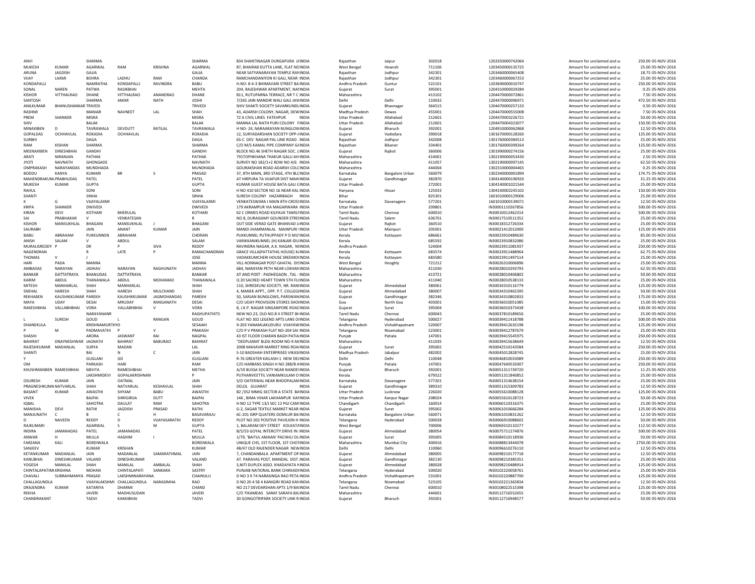| | | | | | | | | | | | | | | |
|---|---|---|---|---|---|---|---|---|---|---|---|---|---|---|
| ANVI | | SHARMA | | | SHARMA | 834 SHANTINAGAR DURGAPURA JAINDIA | | Rajasthan | Jaipur | 302018 | 1203350000742064 | Amount for unclaimed and u | 250.00 | 05-NOV-2016 |
| MUKESH | KUMAR | AGARWAL | RAM | KRISHNA | AGARWAL | 87, BHAIRAB DUTTA LANE, FLAT NOINDIA | | West Bengal | Howrah | 711106 | 1203450000135725 | Amount for unclaimed and u | 25.00 | 05-NOV-2016 |
| ARUNA | JAGDISH | GAJJA | | | GAJJA | NEAR SATYANARAYAN TEMPLE RAMINDIA | | Rajasthan | Jodhpur | 342301 | 1203460000065408 | Amount for unclaimed and u | 18.75 | 05-NOV-2016 |
| VIJAY | LAXMI | BOHRA | LADHU | RAM | CHANDA | RAMCHANDANIYON KI GALI, NEAR INDIA | | Rajasthan | Jodhpur | 342301 | 1203460000067253 | Amount for unclaimed and u | 25.00 | 05-NOV-2016 |
| KONDAPALLI | | NAMRATHA | KONDAPALLI | RAVINDRA | BABU | H.NO: 8-4-3 BHIMAVARI STREET BAINDIA | | Andhra Pradesh | Guntur | 522101 | 1203690000010747 | Amount for unclaimed and u | 250.00 | 05-NOV-2016 |
| SONAL | NAREN | PATWA | RASIKBHAI | | MEHTA | 204, RAJESHWAR APARTMENT, NAINDIA | | Gujarat | Surat | 395001 | 1204310000029284 | Amount for unclaimed and u | 0.25 | 05-NOV-2016 |
| KISHOR | VITTHALRAO | DHANE | VITTHALRAO | ANANDRAO | DHANE | B11, RUTUPARNA TERRACE, NR T C INDIA | | Maharashtra | | 413102 | 1204470000072861 | Amount for unclaimed and u | 7.50 | 05-NOV-2016 |
| SANTOSH | | SHARMA | AMAR | NATH | JOSHI | 7/265 JAIN MANDIR WALI GALI JAWINDIA | | Delhi | Delhi | 110032 | 1204470000096971 | Amount for unclaimed and u | 472.50 | 05-NOV-2016 |
| ANILKUMAR | BHANUSHANKAR | TRIVEDI | | | TRIVEDI | SHIV SHAKTI SOCIETY SAVARKUNDLINDIA | | Gujarat | Bhavnagar | 364515 | 1204470000257133 | Amount for unclaimed and u | 0.50 | 05-NOV-2016 |
| RASHMI | | MANIAR | NAVNEET | LAL | SHAH | 43, ADARSH COLONY, NAGAR, DEWINDIA | | Madhya Pradesh | Dewas | 455001 | 1204470000555008 | Amount for unclaimed and u | 7.50 | 05-NOV-2016 |
| PREM | SHANKER | MISRA | | | MISRA | 72 A CIVIL LINES FATEHPUR INDIA | | Uttar Pradesh | Allahabad | 212601 | 1204470003226721 | Amount for unclaimed and u | 50.00 | 05-NOV-2016 |
| SHIV | | BALAK | | | BALAK | MANNA LAL NATH PURI COLONY FINDIA | | Uttar Pradesh | Allahabad | 212601 | 1204470004323077 | Amount for unclaimed and u | 150.00 | 05-NOV-2016 |
| MINAXIBEN | D | TAVRAWALA | DEVDUTT | RATILAL | TAVRAWALA | H NO- 24, NARAARAYAN BUNGLOWINDIA | | Gujarat | Bharuch | 392001 | 1204910000062868 | Amount for unclaimed and u | 12.50 | 05-NOV-2016 |
| GOPALDAS | OCHHAVLAL | ROKADIA | OCHHAVLAL | | ROKADIA | 12, SURYADARSHAN SOCIETY OPP-AINDIA | | Gujarat | Vadodara | 390018 | 1301670000128260 | Amount for unclaimed and u | 125.00 | 05-NOV-2016 |
| SURBHI | | DAGA | | | DAGA | 65-C DEV NAGAR PAL LINK ROAD .INDIA | | Rajasthan | Jodhpur | 342008 | 1301760000384513 | Amount for unclaimed and u | 25.00 | 05-NOV-2016 |
| RAM | KISHAN | SHARMA | | | SHARMA | C/O M/S KAMAL PIPE COMPANY GAINDIA | | Rajasthan | Bikaner | 334401 | 1301760000399264 | Amount for unclaimed and u | 125.00 | 05-NOV-2016 |
| MEENAXIBEN | DINESHBHAI | GANDHI | | | GANDHI | BLOCK NO.46 SHETH NAGAR SOC. JINDIA | | Gujarat | Rajkot | 360006 | 1301990000274156 | Amount for unclaimed and u | 25.00 | 05-NOV-2016 |
| ARATI | NIRANJAN | PATHAK | | | PATHAK | 791TOPHKHANA THAKUR GALLI AH INDIA | | Maharashtra | | 414001 | 1302190000053430 | Amount for unclaimed and u | 2.50 | 05-NOV-2016 |
| JYOTI | NAVNATH | GHONGADE | | | NAVNATH | SURVEY NO 182/1+2 ROW NO 4/6 INDIA | | Maharashtra | | 411057 | 1302190000097145 | Amount for unclaimed and u | 62.50 | 05-NOV-2016 |
| OMPRAKASH | NARAYANDAS | MUNDHADA | | | MUNDHADA | GOURAKSHAN ROAD ADARSH COLCINDIA | | Maharashtra | | 444004 | 1302310000004465 | Amount for unclaimed and u | 0.25 | 05-NOV-2016 |
| BODDU | KANYA | KUMARI | BR | S | PRASAD | 37, 8TH MAIN, 3RD STAGE, 4TH BLOINDIA | | Karnataka | Bangalore Urban | 560079 | 1302340000001894 | Amount for unclaimed and u | 174.75 | 05-NOV-2016 |
| MAHENDRAKUMA | PRABHUDAS | PATEL | | | PATEL | AT HIRPURA TA VIJAPUR DIST MAHIINDIA | | Gujarat | Gandhinagar | 382870 | 1304140000196920 | Amount for unclaimed and u | 31.25 | 05-NOV-2016 |
| MUKESH | KUMAR | GUPTA | | | GUPTA | KUMAR GUEST HOUSE BATA GALI GINDIA | | Uttar Pradesh | | 272001 | 1304140001021544 | Amount for unclaimed and u | 25.00 | 05-NOV-2016 |
| RAHUL | | SONI | | | SONI | H NO 410 SECTOR NO 16 NEAR KALINDIA | | Haryana | Hissar | 125033 | 1304140000245102 | Amount for unclaimed and u | 150.00 | 05-NOV-2016 |
| SHANTI | | SINHA | | | SINHA | SURESH COLONY HAZARIBAGH INDIA | | Bihar | | 825301 | 1601010000129006 | Amount for unclaimed and u | 25.00 | 05-NOV-2016 |
| K | G | VIJAYALAXMI | | | VIJAYALAXMI | VENKATESWARA I MAIN 8TH CROSSINDIA | | Karnataka | Davanagere | 577201 | 1601010000139071 | Amount for unclaimed and u | 12.50 | 05-NOV-2016 |
| KRIPA | SHANKER | DWIVEDI | | | DWIVEDI | 179 AKRAMPUR VIA MAGARWARA INDIA | | Uttar Pradesh | | 209801 | IN30001110267856 | Amount for unclaimed and u | 500.00 | 05-NOV-2016 |
| KIRAN | DEVI | KOTHARI | BHERULAL | | KOTHARI | 62 C ORMES ROAD KILPAUK TAMILNINDIA | | Tamil Nadu | Chennai | 600010 | IN30010012462314 | Amount for unclaimed and u | 500.00 | 05-NOV-2016 |
| SAI | PRABHAKAR | V | VENKATESAN | | R | NO 8, DURAISAMY GOUNDER STREEINDIA | | Tamil Nadu | Salem | 636701 | IN30017510511352 | Amount for unclaimed and u | 25.00 | 05-NOV-2016 |
| KISHOR | MANSUKHLAL | BHAGANI | MANSUKHLAL | J | BHAGANI | OUT SIDE VERAD GATE BHANVAD JAINDIA | | Gujarat | Rajkot | 360510 | IN30018312726334 | Amount for unclaimed and u | 25.00 | 05-NOV-2016 |
| SAURABH | | JAIN | ANANT | KUMAR | JAIN | MANDI JHAMMANLAL MAINPURI INDIA | | Uttar Pradesh | Mainpuri | 205001 | IN30021412012000 | Amount for unclaimed and u | 125.00 | 05-NOV-2016 |
| BABU | ABRAHAM | PUKKUNNEN | ABRAHAM | | CHERIAN | PUKKUNNEL PUTHUPPADY P O MUINDIA | | Kerala | Kottayam | 686661 | IN30023910489630 | Amount for unclaimed and u | 85.00 | 05-NOV-2016 |
| ANISH | SALAM | V | ABDUL | | SALAM | VARIKKANIKUNNEL (H) KANJAR IDUINDIA | | Kerala | | 685592 | IN30023910832086 | Amount for unclaimed and u | 25.00 | 05-NOV-2016 |
| MURALISREDDY | P | DR | P | SIVA | REDDY | RAVINDRA NAGAR, A.K. NAGAR, NINDIA | | Andhra Pradesh | | 524004 | IN30023911081937 | Amount for unclaimed and u | 250.00 | 05-NOV-2016 |
| NAGENDRAN | | R | LATE | P | RAMACHANDRAN | GRACE VILLA(PATTATHIL HOUSE) KINDIA | | Kerala | Kottayam | 683574 | IN30023911488964 | Amount for unclaimed and u | 62.75 | 05-NOV-2016 |
| THOMAS | V | J | | | JOSE | VADAKKUMCHERI HOUSE SREEMOOINDIA | | Kerala | Kottayam | 683580 | IN30023911497514 | Amount for unclaimed and u | 25.00 | 05-NOV-2016 |
| HARI | PADA | MANNA | | | MANNA | VILL-KONNAGAR POST-GHATAL DISINDIA | | West Bengal | Hooghly | 721212 | IN30026310006896 | Amount for unclaimed and u | 25.00 | 05-NOV-2016 |
| AMBADAS | NARAYAN | JADHAV | NARAYAN | RAGHUNATH | JADHAV | 684, NARAYAN PETH NEAR LOKHANINDIA | | Maharashtra | | 411030 | IN30028010293793 | Amount for unclaimed and u | 62.50 | 05-NOV-2016 |
| BANKAR | DATTATRAYA | BHANUDAS | DATTATRAYA | | BANKAR | AT AND POST - PADHEGAON , TAL - INDIA | | Maharashtra | | 413721 | IN30028010406802 | Amount for unclaimed and u | 50.00 | 05-NOV-2016 |
| KARIM | ABDUL | THANAWALA | ABDUL | MOHAMAD | THANAWALA | Q 20 SACRED HEART TOWN 5TH FLIINDIA | | Maharashtra | | 411040 | IN30028010538133 | Amount for unclaimed and u | 25.00 | 05-NOV-2016 |
| MITESH | MANHARLAL | SHAH | MANHARLAL | | SHAH | 110, SHREEKUNJ SOCIETY, NR. RANIINDIA | | Gujarat | Ahmedabad | 380061 | IN30034310116779 | Amount for unclaimed and u | 125.00 | 05-NOV-2016 |
| SNEHAL | HARESH | SHAH | HARESH | MULCHAND | SHAH | 4, MANEK APPT., OPP. P.T. COLLEGIINDIA | | Gujarat | Ahmedabad | 380007 | IN30034310465395 | Amount for unclaimed and u | 50.00 | 05-NOV-2016 |
| REKHABEN | KAUSHIKKUMAR | PAREKH | KAUSHIKKUMAR | JAGMOHANDAS | PAREKH | 50, SARJAN BUNGLOWS, PARSWANINDIA | | Gujarat | Gandhinagar | 382346 | IN30034310802833 | Amount for unclaimed and u | 175.00 | 05-NOV-2016 |
| MAYA | UDAY | DESAI | MRUDAY | RANGANATH | DESAI | C/O UDAY PROVISION STORES SHOINDIA | | Goa | North Goa | 403001 | IN30036010051085 | Amount for unclaimed and u | 15.00 | 05-NOV-2016 |
| RAKESHBHAI | VALLABHBHAI | VORA | VALLABHBHAI | V | VORA | 8, J.K.P. NAGAR SINGANPORE ROAEINDIA | | Gujarat | Surat | 395004 | IN30036010373438 | Amount for unclaimed and u | 100.00 | 05-NOV-2016 |
| | | NARAYANANR | | | RAGHUPATHITS | NEW NO.23, OLD NO.8 II STREET BHINDIA | | Tamil Nadu | Chennai | 600043 | IN30037810189656 | Amount for unclaimed and u | 25.00 | 05-NOV-2016 |
| L | SURESH | GOUD | L | RANGAN | GOUD | FLAT NO 302 LEGEND APTS LANE OINDIA | | Telangana | Hyderabad | 500027 | IN30039411418788 | Amount for unclaimed and u | 500.00 | 05-NOV-2016 |
| DHANEKULA | | KRISHNAMURTHYD | | | SESAIAH | 9-203 YANAMLAKUDURU VIJAYAWINDIA | | Andhra Pradesh | Vishakhapatnam | 520007 | IN30039412635198 | Amount for unclaimed and u | 125.00 | 05-NOV-2016 |
| P | M | PADMAVATHI | P | V | PRAKASH | C/O P V PRAKASH FLAT NO-204 SAIINDIA | | Telangana | Nizamabad | 523001 | IN30039412787679 | Amount for unclaimed and u | 25.00 | 05-NOV-2016 |
| SHASHI | | ARORA | JASWANT | RAI | NAGPAL | 43 IST FLOOR CHARAN BAGH PATIAINDIA | | Punjab | Patiala | 147001 | IN30039415545975 | Amount for unclaimed and u | 250.00 | 05-NOV-2016 |
| BAHIRAT | DNAYNESHWAR | JAGNATH | BAHIRAT | BABURAO | BAHIRAT | "DEEPLAXMI' BLDG ROOM NO-9 AKINDIA | | Maharashtra | | 411035 | IN30039415638649 | Amount for unclaimed and u | 12.50 | 05-NOV-2016 |
| RAJESHKUMAR | MADANLAL | SURYA | MADAN | | LAL | 2008 MAHAVIR MARKET RING ROAIINDIA | | Gujarat | Surat | 395002 | IN30042510143584 | Amount for unclaimed and u | 250.00 | 05-NOV-2016 |
| SHANTI | | BAI | N | C | JAIN | S-10 BADSHAH ENTERPRISES VIKASIINDIA | | Madhya Pradesh | Jabalpur | 482002 | IN30045012828745 | Amount for unclaimed and u | 25.00 | 05-NOV-2016 |
| Y | | GUGLANI | GD | | GUGLANI | R-76 GREATER KAILASH-1 NEW DELINDIA | | Delhi | Delhi | 110048 | IN30046810033089 | Amount for unclaimed and u | 250.00 | 05-NOV-2016 |
| OM | | PARKASH | HARI | | RAM | C/O HARBANS SINGH H NO 288/B AINDIA | | Punjab | Patiala | 147001 | IN30047640535007 | Amount for unclaimed and u | 250.00 | 05-NOV-2016 |
| KHUSHMANBEN | RAMESHBHAI | MEHTA | RAMESHBHAI | | METHA | A/19 BUSSA SOCIETY NEAR NANDEVINDIA | | Gujarat | Bharuch | 392001 | IN30051311739720 | Amount for unclaimed and u | 11.25 | 05-NOV-2016 |
| | | LAKSHMIDEVI | GOPALAKRISHNAN | | P | PUTHANVEETTIL VANIAMKULAM OINDIA | | Kerala | | 679522 | IN30051311840852 | Amount for unclaimed and u | 25.00 | 05-NOV-2016 |
| OSURESH | KUMAR | JAIN | OATMAL | | JAIN | S/O OATERWAL NEAR BHOOPALAMINDIA | | Karnataka | Davanagere | 577201 | IN30051314638154 | Amount for unclaimed and u | 25.00 | 05-NOV-2016 |
| PRAGNESHKUMA | NATVARLAL | SHAH | NATVARLAL | KESHAVLAL | SHAH | DELOL GUJARAT INDIA | | Gujarat | Gandhinagar | 389310 | IN30051315309783 | Amount for unclaimed and u | 12.50 | 05-NOV-2016 |
| BASANT | KUMAR | AWASTHI | SHYAM | BABU | AWASTHI | B2 /352 MMIG SECTOR A STATE BAINDIA | | Uttar Pradesh | Lucknow | 226020 | IN30055610088128 | Amount for unclaimed and u | 125.00 | 05-NOV-2016 |
| VIVEK | | BAJPAI | SHRIGIRIJA | DUTT | BAJPAI | 146 , BIMA VIHAR LAKHANPUR KANINDIA | | Uttar Pradesh | Kanpur Nagar | 208024 | IN30055610128723 | Amount for unclaimed and u | 50.00 | 05-NOV-2016 |
| IQBAL | | SAHOTRA | DAULAT | RAM | SAHOTRA | H NO 12 TYPE 13/I SEC 12 PGI CAMINDIA | | Chandigarh | Chandigarh | 160014 | IN30060110316375 | Amount for unclaimed and u | 25.00 | 05-NOV-2016 |
| MANISHA | DEVI | RATHI | JAGDISH | PRASAD | RATHI | G-2, SAGAR TEXTILE MARKET NEAR INDIA | | Gujarat | Surat | 395002 | IN30061010666284 | Amount for unclaimed and u | 125.00 | 05-NOV-2016 |
| MANJUNATH | C | B | C | H | BASAVARAJU | 6C-201 ISRP QUATERS DOMLUR BAINDIA | | Karnataka | Bangalore Urban | 560071 | IN30061010831262 | Amount for unclaimed and u | 12.50 | 05-NOV-2016 |
| D | NAVEEN | REDDY | D | VIJAYASARATHI | REDDY | PLOT NO 202 POSITIVE PAVILION HINDIA | | Telangana | Hyderabad | 500028 | IN30066910088602 | Amount for unclaimed and u | 50.00 | 05-NOV-2016 |
| RAJKUMARI | | AGARWAL | S | M | GUPTA | 1, BALARAM DEY STREET KOLKATAINDIA | | West Bengal | | 700006 | IN30069310110277 | Amount for unclaimed and u | 112.50 | 05-NOV-2016 |
| INDIRA | JAMANADAS | PATEL | JAMANADAS | | PATEL | B/5/53 GOYAL INTERCITY DRIVE IN INDIA | | Gujarat | Ahmedabad | 380054 | IN30075711274876 | Amount for unclaimed and u | 500.00 | 05-NOV-2016 |
| ANWAR | H | MULLA | HASHIM | I | MULLA | 1/79, 'BAITUL AMAAN' PACHHLI OLINDIA | | Gujarat | Surat | 395005 | IN30084510118936 | Amount for unclaimed and u | 50.00 | 05-NOV-2016 |
| FARZANA | KALI | BORDIWALA | | | BORDIWALA | UNIQUE CHS, 1ST FLOOR, 1ST CHOTINDIA | | Maharashtra | Mumbai City | 400016 | IN30088813444078 | Amount for unclaimed and u | 2750.00 | 05-NOV-2016 |
| SANJEEV | | KUMAR | KRISHAN | | KUMAR | 4B/47 OLD RAJENDER NAGAR NEWINDIA | | Delhi | Delhi | 110060 | IN30096610276110 | Amount for unclaimed and u | 12.50 | 05-NOV-2016 |
| KETANKUMAR | MADANLAL | JAIN | MADANLAL | SAMARATHMAL | JAIN | 7, CHANDANBALA APARTMENT OPINDIA | | Gujarat | Ahmedabad | 380005 | IN30098210177718 | Amount for unclaimed and u | 12.50 | 05-NOV-2016 |
| KANUBHAI | DINESHKUMAR | VALAND | DINESHKUMAR | | VALAND | AT. PARAVAS POST. MANDAL DIST. INDIA | | Gujarat | Gandhinagar | 382130 | IN30098210385351 | Amount for unclaimed and u | 25.00 | 05-NOV-2016 |
| YOGESH | MANILAL | SHAH | MANILAL | AMBALAL | SHAH | 3,NITI DUPLEX ASSO. KHADAYATA NINDIA | | Gujarat | Ahmedabad | 380028 | IN30098210488914 | Amount for unclaimed and u | 125.00 | 05-NOV-2016 |
| CHINTALAPATIMU | KRISHNA | MOHAN | CHINTALAPATI | SANKARA | SASTRY | PUNJAB NATIONAL BANK CHIKKADHINDIA | | Telangana | Hyderabad | 500020 | IN30102220058761 | Amount for unclaimed and u | 25.00 | 05-NOV-2016 |
| CHAVALI | SUBRAHMANYA | PRASAD | LAKSHMINARAYANA | | CHAINULU | D NO 3 9 74 NARASINGA RAO PETA INDIA | | Andhra Pradesh | Vishakhapatnam | 531001 | IN30102220887700 | Amount for unclaimed and u | 125.00 | 05-NOV-2016 |
| CHALLAGUNDLA | | VIJAYALAKSHMI | CHALLAGUNDLA | NARASIMHA | RAO | D NO 20 4 58 4 KANIGIRI ROAD KANINDIA | | Telangana | Nizamabad | 523105 | IN30102221365834 | Amount for unclaimed and u | 12.50 | 05-NOV-2016 |
| DRAJENDRA | KUMAR | KATARIYA | DHARMI | | CHAND | NO 217 DEVDARSHAN APTS 1/9 BAINDIA | | Tamil Nadu | Chennai | 600010 | IN30108022515398 | Amount for unclaimed and u | 125.00 | 05-NOV-2016 |
| REKHA | | JAVERI | MADHUSUDAN | | JAVERI | C/O TIKAMDAS SARAF SARAFA BAZINDIA | | Maharashtra | | 444601 | IN30112716552655 | Amount for unclaimed and u | 25.00 | 05-NOV-2016 |
| CHANDRAKANT | | TADVI | KAMJIBHAI | | TADVI | 30 GONGOTRIPARK SOCIETY LINK R INDIA | | Gujarat | Bharuch | 392001 | IN30112716948577 | Amount for unclaimed and u | 50.00 | 05-NOV-2016 |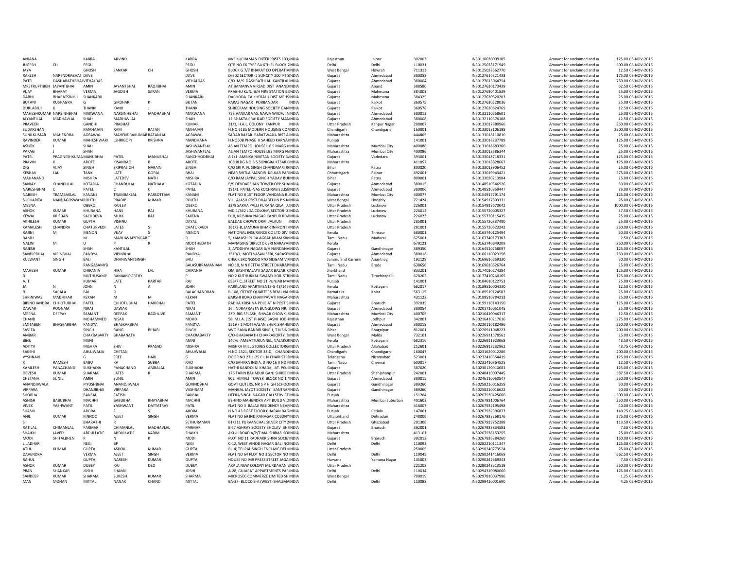| | | | | | | | | | | | | | | | |
|---|---|---|---|---|---|---|---|---|---|---|---|---|---|---|---|
| ANJANA | | KABRA | ARVIND | | KABRA | M/S KUCHAMAN ENTERPRISES 103,INDIA | Rajasthan | Jaipur | 302003 | | IN30116030009105 | | Amount for unclaimed and u | 125.00 | 05-NOV-2016 |
| JUGESH | CH | PEGU | | | PEGU | QTR NO C6 TYPE 6A 6TH FL BLOCK 2INDIA | Delhi | Delhi | 110021 | | IN30125028171949 | | Amount for unclaimed and u | 500.00 | 05-NOV-2016 |
| JAYA | | GHOSH | SANKAR | CH | GHOSH | BLOCK G 7/7 BHARAT CO OPERATIVINDIA | West Bengal | Howrah | 711313 | | IN30125028562770 | | Amount for unclaimed and u | 12.50 | 05-NOV-2016 |
| RAKESH | NARENDRABHAI | DAVE | | | DAVE | D/302 SECTOR -2 SUNCITY 200' FT SINDIA | Gujarat | Ahmedabad | 380058 | | IN30127610321433 | | Amount for unclaimed and u | 175.00 | 05-NOV-2016 |
| PATEL | DASHARATHBHAI | VITHALDAS | | | VITHALDAS | C/O M/S DASHRATHLAL KANTILAL INDIA | Gujarat | Ahmedabad | 380004 | | IN30127615064754 | | Amount for unclaimed and u | 750.00 | 05-NOV-2016 |
| MRSTRUPTIBEN | JAYANTBHAI | AMIN | JAYANTBHAI | RAOJIBHAI | AMIN | AT BAMANVA VIRSAD DIST ANANDINDIA | Gujarat | Anand | 388580 | | IN30127630173439 | | Amount for unclaimed and u | 62.50 | 05-NOV-2016 |
| VIJAY | BHARAT | VERMA | JAGDISH | SARAN | VERMA | PRABHU KUNJ B/H FIRE STATION BEINDIA | Gujarat | Mahesana | 384003 | | IN30127630401839 | | Amount for unclaimed and u | 25.00 | 05-NOV-2016 |
| DABHI | BHARATSINHJI | SHANKARJI | | | SHANKARJI | DABHODA TA KHERALU DIST MEHSINDIA | Gujarat | Mahesana | 384325 | | IN30127630520283 | | Amount for unclaimed and u | 25.00 | 05-NOV-2016 |
| BUTANI | KUSHAGRA | G | GIRDHAR | K | BUTANI | PARAS NAGAR PORBANDAR INDIA | Gujarat | Rajkot | 360575 | | IN30127630528036 | | Amount for unclaimed and u | 25.00 | 05-NOV-2016 |
| DURLABHJI | K | THANKI | KANJI | J | THANKI | SHREERAM HOUSING SOCIETY GANINDIA | Gujarat | Rajkot | 360578 | | IN30127630624769 | | Amount for unclaimed and u | 12.50 | 05-NOV-2016 |
| MAHESHKUMAR | NARSINHBHAI | MAKWANA | NARSINHBHAI | MADHABHAI | MAKWANA | 753,VANKAR VAS, NAWA WADAJ, AINDIA | Gujarat | Ahmedabad | 380013 | | IN30132110258601 | | Amount for unclaimed and u | 25.00 | 05-NOV-2016 |
| JAYANTILAL | MADHAVLAL | SHAH | MADHAVLAL | | SHAH | 12 BHAKTA PRAHLAD SOCIETY MANINDIA | Gujarat | Ahmedabad | 380008 | | IN30132110376108 | | Amount for unclaimed and u | 12.50 | 05-NOV-2016 |
| PRAVEEN | | GANDHI | PRABHAT | | KUMAR | 31/1, H.A.L. COLONY KANPUR INDIA | Uttar Pradesh | Kanpur Nagar | 208007 | | IN30133017880966 | | Amount for unclaimed and u | 250.00 | 05-NOV-2016 |
| SUDARSHAN | | KMAHAJAN | RAM | RATAN | MAHAJAN | H.NO.5185 MODERN HOUSING COMINDIA | Chandigarh | Chandigarh | 160001 | | IN30133018106198 | | Amount for unclaimed and u | 2500.00 | 05-NOV-2016 |
| SUNILKUMAR | MAHENDRA | AGRAWAL | MAHENDRAKUMAR | RATANLAL | AGRAWAL | SADAR BAZAR PARATWADA DIST AINDIA | Maharashtra | | 444805 | | IN30133018110810 | | Amount for unclaimed and u | 25.00 | 05-NOV-2016 |
| RAVINDER | KUMAR | MAHESHWARI | LSHRIGOPI | KRISHNA | MANDHANA | H.NO60B PHASE II SAHEED KARNALINDIA | Punjab | | 141001 | | IN30133018237789 | | Amount for unclaimed and u | 125.00 | 05-NOV-2016 |
| ASHOK | J | SHAH | | | JASHWANTLAL | ASIAN TEMPO HOUSE L B S MARG NINDIA | Maharashtra | Mumbai City | 400086 | | IN30133018683360 | | Amount for unclaimed and u | 25.00 | 05-NOV-2016 |
| PARAG | J | SHAH | | | JASHWANTLAL | ASIAN TEMPO HOUSE LBS MARG NAINDIA | Maharashtra | Mumbai City | 400086 | | IN30133018686344 | | Amount for unclaimed and u | 25.00 | 05-NOV-2016 |
| PATEL | PRAGNESHKUMAR | MANUBHAI | PATEL | MANUBHAI | RANCHHODBHAI | A 1/1 AMBIKA NIKETAN SOCIETY BAINDIA | Gujarat | Vadodara | 393001 | | IN30133018718331 | | Amount for unclaimed and u | 125.00 | 05-NOV-2016 |
| PRAVIN | K | AROTE | KISANRAO | B | AROTE | 108,BLDG NO B 5 SONIGRA KESAR CINDIA | Maharashtra | | 411057 | | IN30133018828667 | | Amount for unclaimed and u | 125.00 | 05-NOV-2016 |
| DIG | VIJAY | SINGH | SRIPRASIDH | NARAIN | SINGH | C/O SRI P. N. SINGH CHANDMARI RINDIA | Bihar | Patna | 800020 | | IN30133018906452 | | Amount for unclaimed and u | 25.00 | 05-NOV-2016 |
| KESHAV | LAL | TANK | LATE | GOPAL | BHAI | NEAR SHITLA MANDIR KELKAR PARINDIA | Chhattisgarh | Raipur | 492001 | | IN30133019943421 | | Amount for unclaimed and u | 375.00 | 05-NOV-2016 |
| MAHANAND | | MISHRA | LATEDEV | NATH | MISHRA | C/O RAM JAYPAL SINGH YADAV BUIINDIA | Bihar | Patna | 800001 | | IN30133020213984 | | Amount for unclaimed and u | 25.00 | 05-NOV-2016 |
| SANJAY | CHANDULAL | KOTADIA | CHANDULAL | NATHALAL | KOTADIA | B/9 DEVDARSHAN TOWER OPP SHAINDIA | Gujarat | Ahmedabad | 380015 | | IN30148510346926 | | Amount for unclaimed and u | 50.00 | 05-NOV-2016 |
| NARESHBHAI | C | PATEL | C | C | PATEL | 191/1, PATEL -VAS KOCHRAB ELLISEINDIA | Gujarat | Ahmedabad | 380006 | | IN30148510359447 | | Amount for unclaimed and u | 75.00 | 05-NOV-2016 |
| NARESH | TRAMBAKLAL | KANANI | TRAMBAKLAL | PARSOTTAM | KANANI | FLAT NO 8 1ST FLOOR VANDANA BUINDIA | Maharashtra | Mumbai City | 400077 | | IN30154917791174 | | Amount for unclaimed and u | 125.00 | 05-NOV-2016 |
| SUCHARITA | NANDAGOSWAMI | ROUTH | PRADIP | KUMAR | ROUTH | VILL ALASH POST DHALBELUN P S KINDIA | West Bengal | Hooghly | 721424 | | IN30154917803331 | | Amount for unclaimed and u | 25.00 | 05-NOV-2016 |
| MEENA | | OBEROI | RAJEEV | | OBEROI | 32/8 SARVA PALLI PURANA QILA LUINDIA | Uttar Pradesh | Lucknow | 226001 | | IN30154918670042 | | Amount for unclaimed and u | 1000.00 | 05-NOV-2016 |
| ASHOK | KUMAR | KHURANA | HANS | RAJ | KHURANA | MD-1/362 LDA COLONY, SECTOR-D INDIA | Uttar Pradesh | Lucknow | 226012 | | IN30155720005327 | | Amount for unclaimed and u | 37.50 | 05-NOV-2016 |
| KEWAL | KRISHAN | SACHDEVA | MULK | RAJ | SAXENA | D10, KRISHNA NAGAR KANPUR ROAINDIA | Uttar Pradesh | Lucknow | 226023 | | IN30155720115435 | | Amount for unclaimed and u | 25.00 | 05-NOV-2016 |
| AKHILESH | KUMAR | GUPTA | VISHNU | | DAYAL | BALDAU CHOWK ORAI JALAUN INDIA | Uttar Pradesh | | 285001 | | IN30155720337480 | | Amount for unclaimed and u | 25.00 | 05-NOV-2016 |
| KAMALESH | CHANDRA | CHATURVEDI | LATES | S | CHATURVEDI | 261/2-B, JAMUNA BIHAR INFRONT OINDIA | Uttar Pradesh | | 281001 | | IN30155720623242 | | Amount for unclaimed and u | 250.00 | 05-NOV-2016 |
| RAJINI | M | MENON | VIJAY | S | MENON | NATIONAL INSURANCE CO LTD DIVIINDIA | Kerala | Thrissur | 680001 | | IN30163740125494 | | Amount for unclaimed and u | 50.00 | 05-NOV-2016 |
| RAMU | | M | MADHAVAIYENGAR | T | R | 5, KAMASHIPURA AGRAHARAM SINDIA | Tamil Nadu | Madurai | 625001 | | IN30163740173303 | | Amount for unclaimed and u | 2.50 | 05-NOV-2016 |
| NALINI | M | U | P | R | MOOTHEDATH | MANAGING DIRECTOR SRI NARAYAINDIA | Kerala | | 679121 | | IN30163740649209 | | Amount for unclaimed and u | 250.00 | 05-NOV-2016 |
| RAJESH | | SHAH | KANTILAL | | SHAH | 2, AYODHYA NAGAR B/H NANDANVINDIA | Gujarat | Gandhinagar | 389350 | | IN30164510258097 | | Amount for unclaimed and u | 125.00 | 05-NOV-2016 |
| SANDIPBHAI | VIPINBHAI | PANDYA | VIPINBHAI | | PANDYA | 1519/1, MOTI VASAN SERI, SARASPINDIA | Gujarat | Ahmedabad | 380018 | | IN30166110023158 | | Amount for unclaimed and u | 250.00 | 05-NOV-2016 |
| KULWANT | SINGH | BALI | DHANWANTSINGH | | BALI | CHECK SRONGSOO P/O SILIGAM VIINDIA | Jammu and Kashmir | Anantnag | 192129 | | IN30169610259330 | | Amount for unclaimed and u | 50.00 | 05-NOV-2016 |
| | | RANGASAMYB | | | BALASUBRAMANIAM | NO 10, N N PETTAI STREET DHARAPINDIA | Tamil Nadu | Erode | 638656 | | IN30169610626764 | | Amount for unclaimed and u | 25.00 | 05-NOV-2016 |
| MAHESH | KUMAR | CHIRANIA | HIRA | LAL | CHIRANIA | OM BASHTRALAYA SADAR BAZAR CINDIA | Jharkhand | | 833201 | | IN30174010274384 | | Amount for unclaimed and u | 125.00 | 05-NOV-2016 |
| R | | MUTHUSAMY | RAMAMOORTHY | | P | NO 2 KUTHUKKAL SWAMY KOIL STRINDIA | Tamil Nadu | Tiruchirapalli | 628202 | | IN30177410260165 | | Amount for unclaimed and u | 125.00 | 05-NOV-2016 |
| AJIT | | KUMAR | LATE | PARTAP | RAJ | 658/7 C, STREET NO 21 PUNJAB MAINDIA | Punjab | | 141001 | | IN30184610122753 | | Amount for unclaimed and u | 25.00 | 05-NOV-2016 |
| JAI | N | JOHN | N | A | JOHN | PARKLAND APARTMENTS-G 43/145 INDIA | Kerala | Kottayam | 682017 | | IN30189510004330 | | Amount for unclaimed and u | 12.50 | 05-NOV-2016 |
| B | SARALA | BAI | R | | BALACHANDRAN | B-108, OFFICE QUARTERS BEML NAINDIA | Karnataka | Kolar | 563115 | | IN30189510124582 | | Amount for unclaimed and u | 25.00 | 05-NOV-2016 |
| SHRINIWAS | MADHIKAR | KEKAN | M | M | KEKAN | BARSHI ROAD CHAMPAVATI NAGARINDIA | Maharashtra | | 431122 | | IN30189510784213 | | Amount for unclaimed and u | 25.00 | 05-NOV-2016 |
| BIPINCHANDRA | CHHOTUBHAI | PATEL | CHHOTUBHAI | HARIBHAI | PATEL | RADHA KRISHNA POLE AT N POST SINDIA | Gujarat | Bharuch | 392035 | | IN30199110143150 | | Amount for unclaimed and u | 125.00 | 05-NOV-2016 |
| DAWAR | POONAM | NIRAJ | DAWAR | | NIRAJ | 16, INDRAPRASTA BUNGLOWS NR. INDIA | Gujarat | Ahmedabad | 380054 | | IN30201710051045 | | Amount for unclaimed and u | 25.00 | 05-NOV-2016 |
| MEENA | DEEPAK | SAMANT | DEEPAK | RAGHUVE | SAMANT | 230, BIG SPLASH, SHIVAJI CHOWK, SINDIA | Maharashtra | Mumbai City | 400705 | | IN30216410046317 | | Amount for unclaimed and u | 12.50 | 05-NOV-2016 |
| CHAND | | MOHAMMED | NISAR | | MOHD | 58, M.I.A. (1ST PHASE) BASNI JODHINDIA | Rajasthan | Jodhpur | 342001 | | IN30216410217616 | | Amount for unclaimed and u | 275.00 | 05-NOV-2016 |
| SMITABEN | BHASKARBHAI | PANDYA | BHASKARBHAI | | PANDYA | 1519 / 1 MOTI VASAN SHERI SHAHEINDIA | Gujarat | Ahmedabad | 380018 | | IN30220110182496 | | Amount for unclaimed and u | 250.00 | 05-NOV-2016 |
| SAVITA | | SINGH | RANG | BIHARI | SINGH | W/O RANA RANBIR SINGH, T N SINGINDIA | Bihar | Bhagalpur | 812001 | | IN30226911068223 | | Amount for unclaimed and u | 200.00 | 05-NOV-2016 |
| AMBAR | | CHAKRABARTY | BHABANATH | | CHAKRABARTY | C/O-BHABANATH CHAKRABORTY, BINDIA | West Bengal | Malda | 732101 | | IN30226911578561 | | Amount for unclaimed and u | 25.00 | 05-NOV-2016 |
| BINU | | MANI | | | MANI | 147/6, AMBATTUKUNNEL, VALAKOIINDIA | Kerala | Kottayam | 682316 | | IN30226911923068 | | Amount for unclaimed and u | 43.50 | 05-NOV-2016 |
| ADITYA | | MISHRA | SHIV | PRASAD | MISHRA | MISHRA MILL STORES COLLECTORGINDIA | Uttar Pradesh | Allahabad | 212601 | | IN30226912232962 | | Amount for unclaimed and u | 43.75 | 05-NOV-2016 |
| SAKSHI | | AHLUWALIA | CHETAN | | AHLUWALIA | H.NO.1521, SECTOR 33-D, CHANDIINDIA | Chandigarh | Chandigarh | 160047 | | IN30231620012286 | | Amount for unclaimed and u | 200.00 | 05-NOV-2016 |
| VYSHNAVI | | G | SREE | HARI | G | DOOR NO 27-1-25 C L N CHARI STREINDIA | Telangana | Nizamabad | 523001 | | IN30232410354419 | | Amount for unclaimed and u | 125.00 | 05-NOV-2016 |
| K | RAMESH | BABU | KV | SUBBA | RAO | C/O SAHARA INDIA, D NO 16 II ND FINDIA | Tamil Nadu | Chennai | 600017 | | IN30232410364525 | | Amount for unclaimed and u | 12.50 | 05-NOV-2016 |
| KAMLESH | PANACHAND | SUKHADIA | PANACHAND | AMBALAL | SUKHADIA | HATHI KANDOI NI KHADKI, AT. PO.-INDIA | Gujarat | | 387620 | | IN30238120010683 | | Amount for unclaimed and u | 125.00 | 05-NOV-2016 |
| DEVESH | KUMAR | SHARMA | LATES | K | SHARMA | 176 TARIN BAHADUR GANJ SHREE CINDIA | Uttar Pradesh | Shahjahanpur | 242001 | | IN30240410097445 | | Amount for unclaimed and u | 587.50 | 05-NOV-2016 |
| CHETANA | SUNIL | AMIN | SUNIL | | AMIN | 902 HIMALI TOWER BLOCK NO 1 FINDIA | Gujarat | Ahmedabad | 380015 | | IN30246110050547 | | Amount for unclaimed and u | 250.00 | 05-NOV-2016 |
| ANANDJIWALA | | PIYUSHBHAI | ANANDJIWALA | | GOVINDBHAI | GOVT QUTERS, NR S P HIGH SCHOOINDIA | Gujarat | Gandhinagar | 389260 | | IN30258210016359 | | Amount for unclaimed and u | 50.00 | 05-NOV-2016 |
| VIRPARA | | DHANJIBHAI | VIRPARA | | VASHRAM | MANGAL JAYOT SOCIETY, SANTRAMINDIA | Gujarat | Gandhinagar | 389260 | | IN30258210016622 | | Amount for unclaimed and u | 50.00 | 05-NOV-2016 |
| SHOBHA | | BANSAL | SATISH | | BANSAL | HEERA SINGH NAGAR GALI SERVICEINDIA | Punjab | | 151204 | | IN30267930425660 | | Amount for unclaimed and u | 500.00 | 05-NOV-2016 |
| ASHISH | BABUBHAI | MACHHI | BABUBHAI | BHAYABHAI | MACHHI | BEHIND MAHENDRA APT BUILD VIDINDIA | Maharashtra | Mumbai Suburban | 401602 | | IN30267931006764 | | Amount for unclaimed and u | 250.00 | 05-NOV-2016 |
| VIVEK | YASHWANT | PATIL | YASHWANT | DATTATRAY | PATIL | FLAT NO 3 BALAJI RESIDENCY NEARINDIA | Maharashtra | | 416007 | | IN30267932195498 | | Amount for unclaimed and u | 40.00 | 05-NOV-2016 |
| SHASHI | | ARORA | S | S | ARORA | H NO 43 FIRST FLOOR CHARAN BAGINDIA | Punjab | Patiala | 147001 | | IN30267932906873 | | Amount for unclaimed and u | 140.25 | 05-NOV-2016 |
| ANIL | KUMAR | KINNOO | AJEET | SINGH | VERMA | FLAT NO 69 INDIRANAGAR COLONYINDIA | Uttarakhand | Dehradun | 248006 | | IN30267933268176 | | Amount for unclaimed and u | 375.00 | 05-NOV-2016 |
| S | | BHARATHI | R | | SETHURAMAN | B1/311 PURVANCHAL SILVER CITY 2INDIA | Uttar Pradesh | Ghaziabad | 201306 | | IN30267933752388 | | Amount for unclaimed and u | 113.50 | 05-NOV-2016 |
| RATILAL | CHIMANLAL | PARMAR | CHIMANLAL | MADHAVLAL | PARMAR | B 67 ASHRAY SOCIETY BHOLAV BHAINDIA | Gujarat | Bharuch | 392001 | | IN30267933834583 | | Amount for unclaimed and u | 7.50 | 05-NOV-2016 |
| SHAIKH | JAVED | ABDULLATIF | ABDULLATIF | KARIM | SHAIKH | AKLUJ ROAD A/P/T MALSHIRAS SOINDIA | Maharashtra | | 413101 | | IN30267936153255 | | Amount for unclaimed and u | 25.00 | 05-NOV-2016 |
| MODI | SHITALBHEN | R | N | K | MODI | PLOT NO 11 RADHAKRISHNA SOCIEINDIA | Gujarat | Bharuch | 392012 | | IN30267936384260 | | Amount for unclaimed and u | 150.00 | 05-NOV-2016 |
| LILADHAR | | NEGI | BP | | NEGI | C-12, WEST VINOD NAGAR GALI NOINDIA | Delhi | Delhi | 110092 | | IN30282210111347 | | Amount for unclaimed and u | 125.00 | 05-NOV-2016 |
| ATUL | KUMAR | GUPTA | ASHOK | KUMAR | GUPTA | B-14, TEJ PAL SINGH ENCLAVE DELHINDIA | Uttar Pradesh | | 250005 | | IN30290240773524 | | Amount for unclaimed and u | 25.00 | 05-NOV-2016 |
| DAVENDRA | | VERMA | AJEET | SINGH | VERMA | FLAT NO 64 PLOT NO 3 SECTOR NOINDIA | Delhi | Delhi | 110045 | | IN30290241416069 | | Amount for unclaimed and u | 662.50 | 05-NOV-2016 |
| RAHUL | | GUPTA | NARESH | KUMAR | GUPTA | HOUSE NO 949 PRESS STREET JAGAINDIA | Haryana | Yamuna Nagar | 135003 | | IN30290242669343 | | Amount for unclaimed and u | 7.50 | 05-NOV-2016 |
| ASHOK | KUMAR | DUBEY | RAJ | DEO | DUBEY | AKALA NEW COLONY MURDAHAN VINDIA | Uttar Pradesh | | 221202 | | IN30290243513519 | | Amount for unclaimed and u | 250.00 | 05-NOV-2016 |
| PRAN | SHANKAR | JOSHI | SHAMJI | | JOSHI | A-28, GUJARAT APPARTMENTS PARINDIA | Delhi | Delhi | 110034 | | IN30294310080660 | | Amount for unclaimed and u | 125.00 | 05-NOV-2016 |
| SANDEEP | KUMAR | SHARMA | SURESH | KUMAR | SHARMA | MICROSEC COMMERZE LIMITED SHINDIA | West Bengal | | 700019 | | IN30297810037996 | | Amount for unclaimed and u | 1.25 | 05-NOV-2016 |
| MAN | MOHAN | MITTAL | NANAK | CHAND | MITTAL | BA-27- BLOCK-B-A (WEST) SHALIMAINDIA | Delhi | Delhi | 110088 | | IN30299410001690 | | Amount for unclaimed and u | 4.25 | 05-NOV-2016 |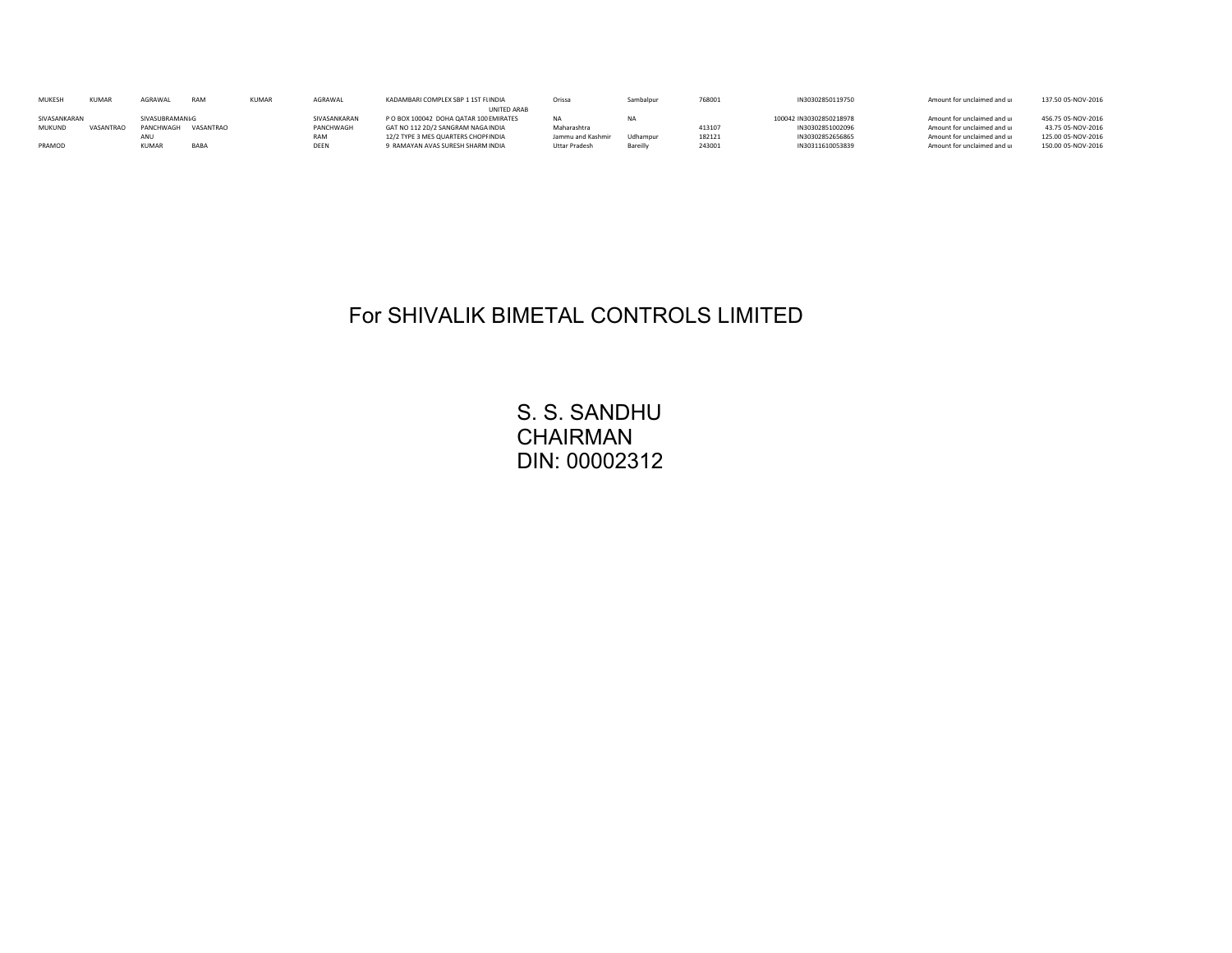| | | | | | | | | | | | | | | |
|---|---|---|---|---|---|---|---|---|---|---|---|---|---|---|
| MUKESH | KUMAR | AGRAWAL | RAM | KUMAR | AGRAWAL | KADAMBARI COMPLEX SBP 1 1ST FL | INDIA | Orissa | Sambalpur | 768001 | IN30302850119750 | Amount for unclaimed and u | 137.50 | 05-NOV-2016 |
| SIVASANKARAN | | SIVASUBRAMANIAG | | | SIVASANKARAN | P O BOX 100042 DOHA QATAR 100 | UNITED ARAB EMIRATES | NA | NA | | 100042 IN30302850218978 | Amount for unclaimed and u | 456.75 | 05-NOV-2016 |
| MUKUND | VASANTRAO | PANCHWAGH | VASANTRAO | | PANCHWAGH | GAT NO 112 2D/2 SANGRAM NAGA | INDIA | Maharashtra | | 413107 | IN30302851002096 | Amount for unclaimed and u | 43.75 | 05-NOV-2016 |
| | | ANU | | | RAM | 12/2 TYPE 3 MES QUARTERS CHOPI | INDIA | Jammu and Kashmir | Udhampur | 182121 | IN30302852656865 | Amount for unclaimed and u | 125.00 | 05-NOV-2016 |
| PRAMOD | | KUMAR | BABA | | DEEN | 9 RAMAYAN AVAS SURESH SHARM | INDIA | Uttar Pradesh | Bareilly | 243001 | IN30311610053839 | Amount for unclaimed and u | 150.00 | 05-NOV-2016 |

For SHIVALIK BIMETAL CONTROLS LIMITED

S. S. SANDHU
CHAIRMAN
DIN: 00002312